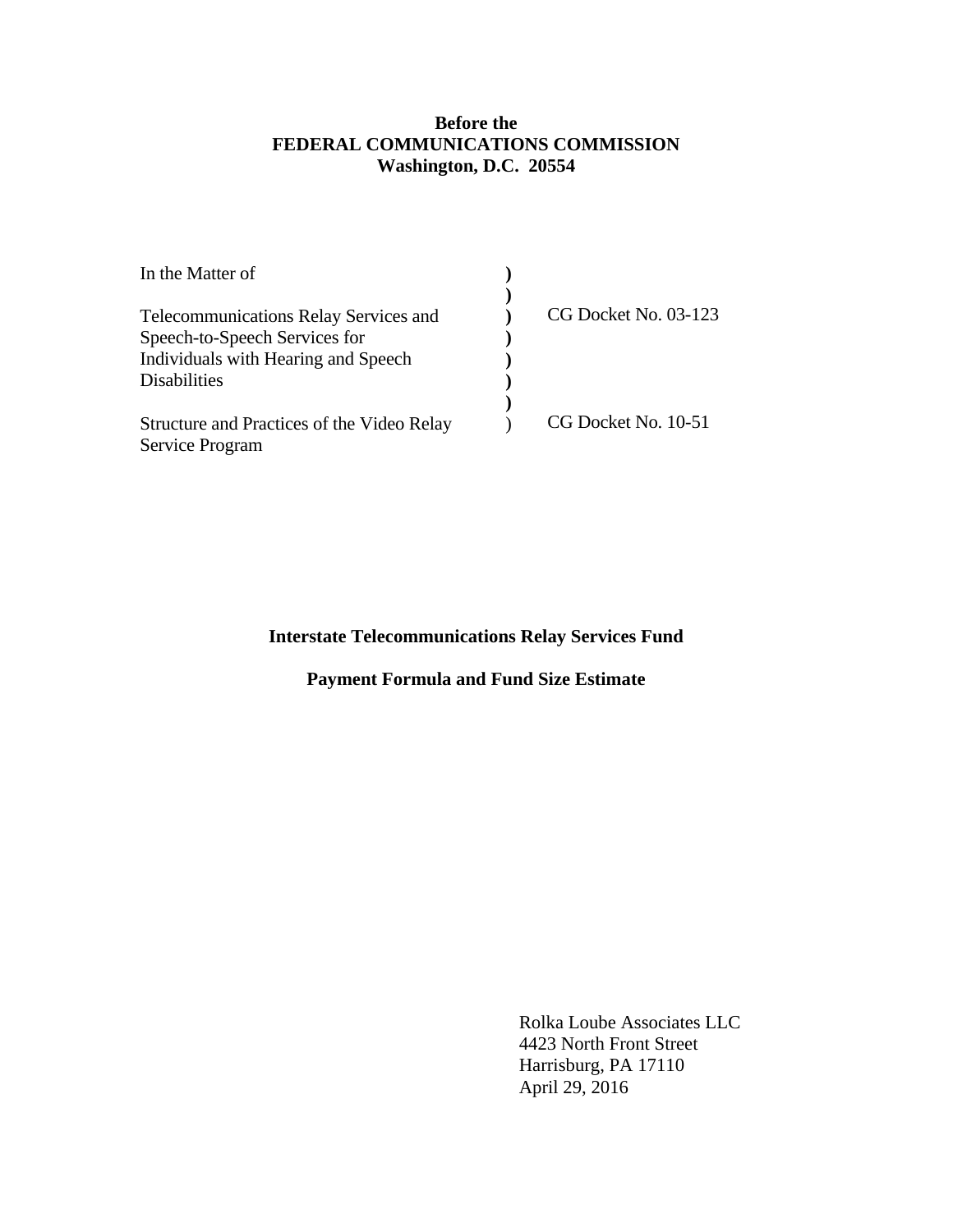**Before the**
**FEDERAL COMMUNICATIONS COMMISSION**
**Washington, D.C. 20554**

| | | |
|---|---|---|
| In the Matter of | ) | |
| | ) | |
| Telecommunications Relay Services and Speech-to-Speech Services for Individuals with Hearing and Speech Disabilities | ) | CG Docket No. 03-123 |
| | ) | |
| Structure and Practices of the Video Relay Service Program | ) | CG Docket No. 10-51 |

**Interstate Telecommunications Relay Services Fund**

**Payment Formula and Fund Size Estimate**

Rolka Loube Associates LLC
4423 North Front Street
Harrisburg, PA 17110
April 29, 2016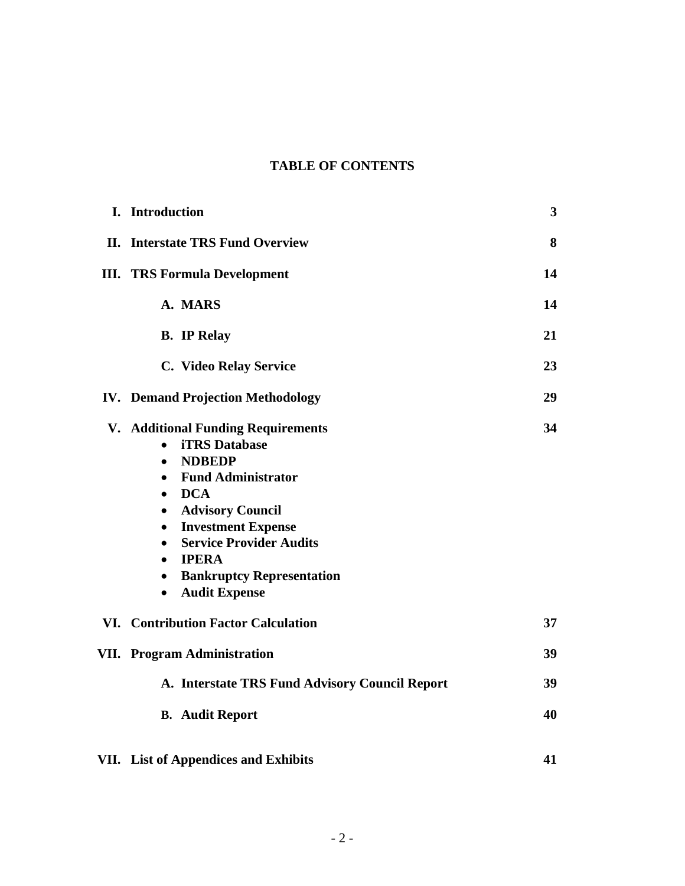# TABLE OF CONTENTS

| | | |
|---|---|---|
| **I.** | **Introduction** | **3** |
| **II.** | **Interstate TRS Fund Overview** | **8** |
| **III.** | **TRS Formula Development** | **14** |
| | **A. MARS** | **14** |
| | **B. IP Relay** | **21** |
| | **C. Video Relay Service** | **23** |
| **IV.** | **Demand Projection Methodology** | **29** |
| **V.** | **Additional Funding Requirements**<br>• **iTRS Database**<br>• **NDBEDP**<br>• **Fund Administrator**<br>• **DCA**<br>• **Advisory Council**<br>• **Investment Expense**<br>• **Service Provider Audits**<br>• **IPERA**<br>• **Bankruptcy Representation**<br>• **Audit Expense** | **34** |
| **VI.** | **Contribution Factor Calculation** | **37** |
| **VII.** | **Program Administration** | **39** |
| | **A. Interstate TRS Fund Advisory Council Report** | **39** |
| | **B. Audit Report** | **40** |
| **VII.** | **List of Appendices and Exhibits** | **41** |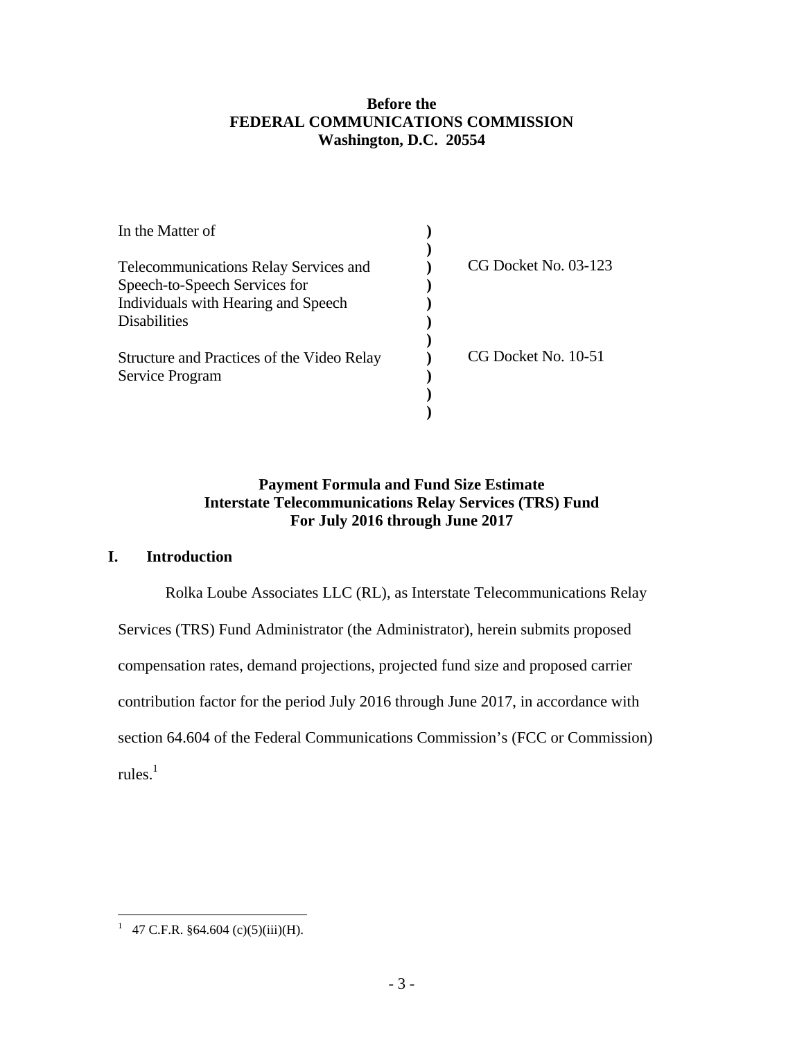**Before the**
**FEDERAL COMMUNICATIONS COMMISSION**
**Washington, D.C. 20554**

| | | |
|---|---|---|
| In the Matter of | ) | |
| | ) | |
| Telecommunications Relay Services and Speech-to-Speech Services for Individuals with Hearing and Speech Disabilities | ) | CG Docket No. 03-123 |
| | ) | |
| Structure and Practices of the Video Relay Service Program | ) | CG Docket No. 10-51 |
| | ) | |

**Payment Formula and Fund Size Estimate**
**Interstate Telecommunications Relay Services (TRS) Fund**
**For July 2016 through June 2017**

## I. Introduction

Rolka Loube Associates LLC (RL), as Interstate Telecommunications Relay Services (TRS) Fund Administrator (the Administrator), herein submits proposed compensation rates, demand projections, projected fund size and proposed carrier contribution factor for the period July 2016 through June 2017, in accordance with section 64.604 of the Federal Communications Commission's (FCC or Commission) rules.[1]

[1] 47 C.F.R. §64.604 (c)(5)(iii)(H).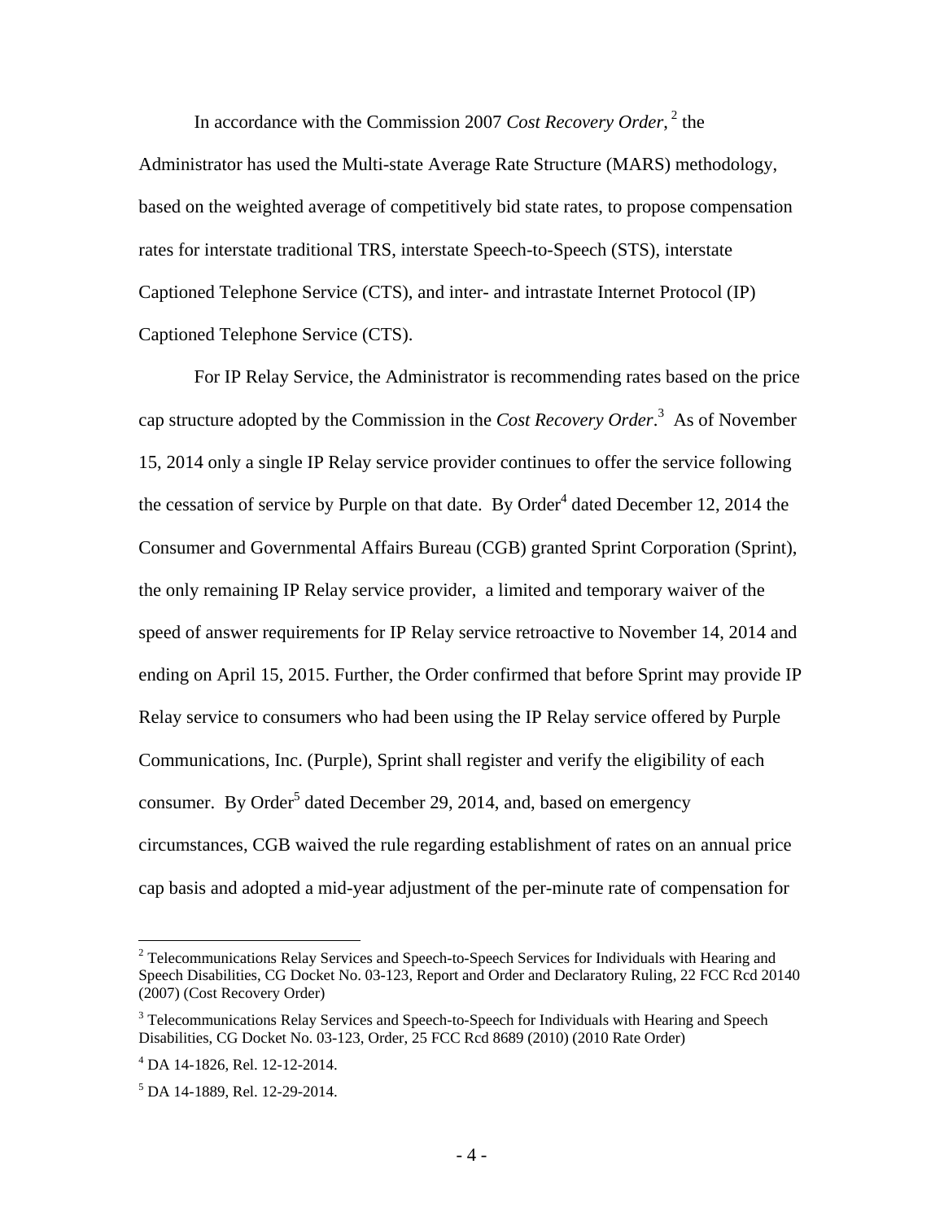In accordance with the Commission 2007 *Cost Recovery Order*,[2] the Administrator has used the Multi-state Average Rate Structure (MARS) methodology, based on the weighted average of competitively bid state rates, to propose compensation rates for interstate traditional TRS, interstate Speech-to-Speech (STS), interstate Captioned Telephone Service (CTS), and inter- and intrastate Internet Protocol (IP) Captioned Telephone Service (CTS).

For IP Relay Service, the Administrator is recommending rates based on the price cap structure adopted by the Commission in the *Cost Recovery Order*.[3] As of November 15, 2014 only a single IP Relay service provider continues to offer the service following the cessation of service by Purple on that date. By Order[4] dated December 12, 2014 the Consumer and Governmental Affairs Bureau (CGB) granted Sprint Corporation (Sprint), the only remaining IP Relay service provider, a limited and temporary waiver of the speed of answer requirements for IP Relay service retroactive to November 14, 2014 and ending on April 15, 2015. Further, the Order confirmed that before Sprint may provide IP Relay service to consumers who had been using the IP Relay service offered by Purple Communications, Inc. (Purple), Sprint shall register and verify the eligibility of each consumer. By Order[5] dated December 29, 2014, and, based on emergency circumstances, CGB waived the rule regarding establishment of rates on an annual price cap basis and adopted a mid-year adjustment of the per-minute rate of compensation for

[2] Telecommunications Relay Services and Speech-to-Speech Services for Individuals with Hearing and Speech Disabilities, CG Docket No. 03-123, Report and Order and Declaratory Ruling, 22 FCC Rcd 20140 (2007) (Cost Recovery Order)

[3] Telecommunications Relay Services and Speech-to-Speech for Individuals with Hearing and Speech Disabilities, CG Docket No. 03-123, Order, 25 FCC Rcd 8689 (2010) (2010 Rate Order)

[4] DA 14-1826, Rel. 12-12-2014.

[5] DA 14-1889, Rel. 12-29-2014.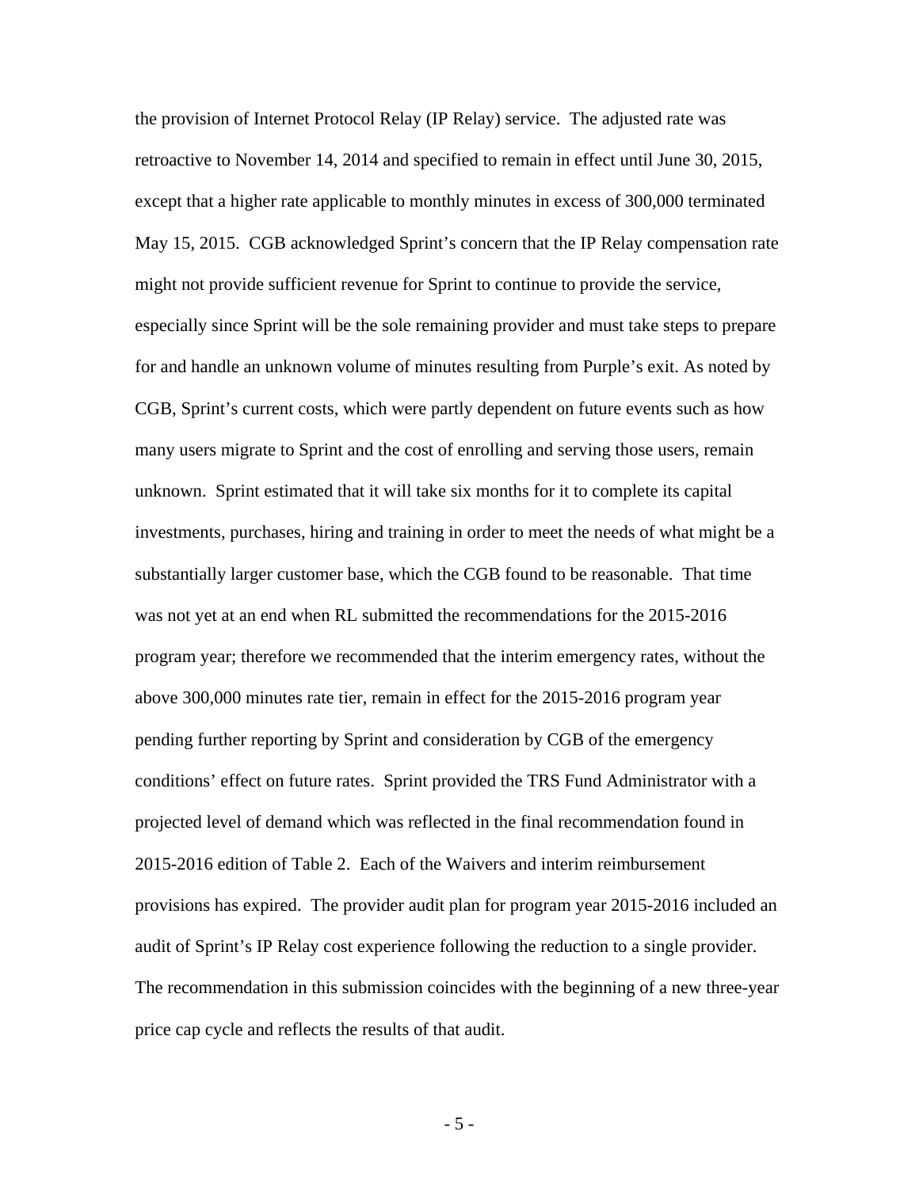the provision of Internet Protocol Relay (IP Relay) service. The adjusted rate was retroactive to November 14, 2014 and specified to remain in effect until June 30, 2015, except that a higher rate applicable to monthly minutes in excess of 300,000 terminated May 15, 2015. CGB acknowledged Sprint's concern that the IP Relay compensation rate might not provide sufficient revenue for Sprint to continue to provide the service, especially since Sprint will be the sole remaining provider and must take steps to prepare for and handle an unknown volume of minutes resulting from Purple's exit. As noted by CGB, Sprint's current costs, which were partly dependent on future events such as how many users migrate to Sprint and the cost of enrolling and serving those users, remain unknown. Sprint estimated that it will take six months for it to complete its capital investments, purchases, hiring and training in order to meet the needs of what might be a substantially larger customer base, which the CGB found to be reasonable. That time was not yet at an end when RL submitted the recommendations for the 2015-2016 program year; therefore we recommended that the interim emergency rates, without the above 300,000 minutes rate tier, remain in effect for the 2015-2016 program year pending further reporting by Sprint and consideration by CGB of the emergency conditions' effect on future rates. Sprint provided the TRS Fund Administrator with a projected level of demand which was reflected in the final recommendation found in 2015-2016 edition of Table 2. Each of the Waivers and interim reimbursement provisions has expired. The provider audit plan for program year 2015-2016 included an audit of Sprint's IP Relay cost experience following the reduction to a single provider. The recommendation in this submission coincides with the beginning of a new three-year price cap cycle and reflects the results of that audit.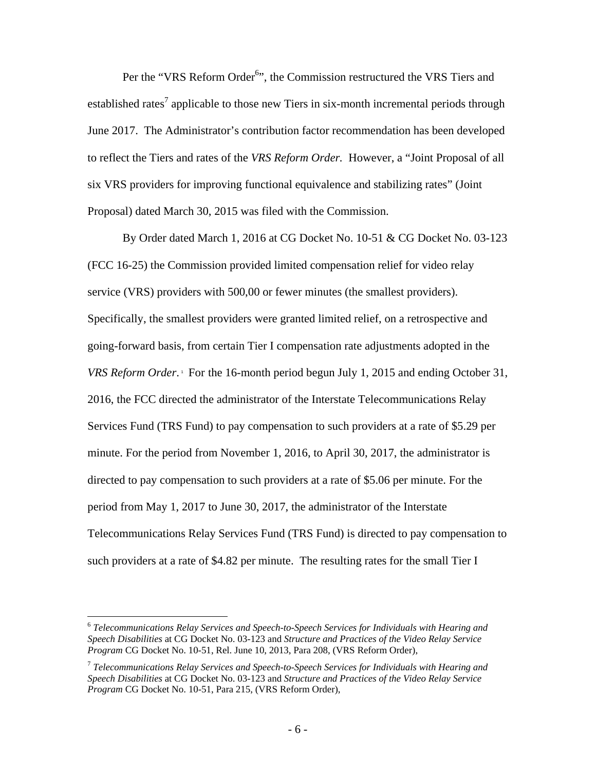Per the "VRS Reform Order[6]", the Commission restructured the VRS Tiers and established rates[7] applicable to those new Tiers in six-month incremental periods through June 2017. The Administrator's contribution factor recommendation has been developed to reflect the Tiers and rates of the *VRS Reform Order.* However, a "Joint Proposal of all six VRS providers for improving functional equivalence and stabilizing rates" (Joint Proposal) dated March 30, 2015 was filed with the Commission.

By Order dated March 1, 2016 at CG Docket No. 10-51 & CG Docket No. 03-123 (FCC 16-25) the Commission provided limited compensation relief for video relay service (VRS) providers with 500,00 or fewer minutes (the smallest providers). Specifically, the smallest providers were granted limited relief, on a retrospective and going-forward basis, from certain Tier I compensation rate adjustments adopted in the *VRS Reform Order*.[1] For the 16-month period begun July 1, 2015 and ending October 31, 2016, the FCC directed the administrator of the Interstate Telecommunications Relay Services Fund (TRS Fund) to pay compensation to such providers at a rate of $5.29 per minute. For the period from November 1, 2016, to April 30, 2017, the administrator is directed to pay compensation to such providers at a rate of $5.06 per minute. For the period from May 1, 2017 to June 30, 2017, the administrator of the Interstate Telecommunications Relay Services Fund (TRS Fund) is directed to pay compensation to such providers at a rate of $4.82 per minute. The resulting rates for the small Tier I

---

[6] *Telecommunications Relay Services and Speech-to-Speech Services for Individuals with Hearing and Speech Disabilities* at CG Docket No. 03-123 and *Structure and Practices of the Video Relay Service Program* CG Docket No. 10-51, Rel. June 10, 2013, Para 208, (VRS Reform Order),

[7] *Telecommunications Relay Services and Speech-to-Speech Services for Individuals with Hearing and Speech Disabilities* at CG Docket No. 03-123 and *Structure and Practices of the Video Relay Service Program* CG Docket No. 10-51, Para 215, (VRS Reform Order),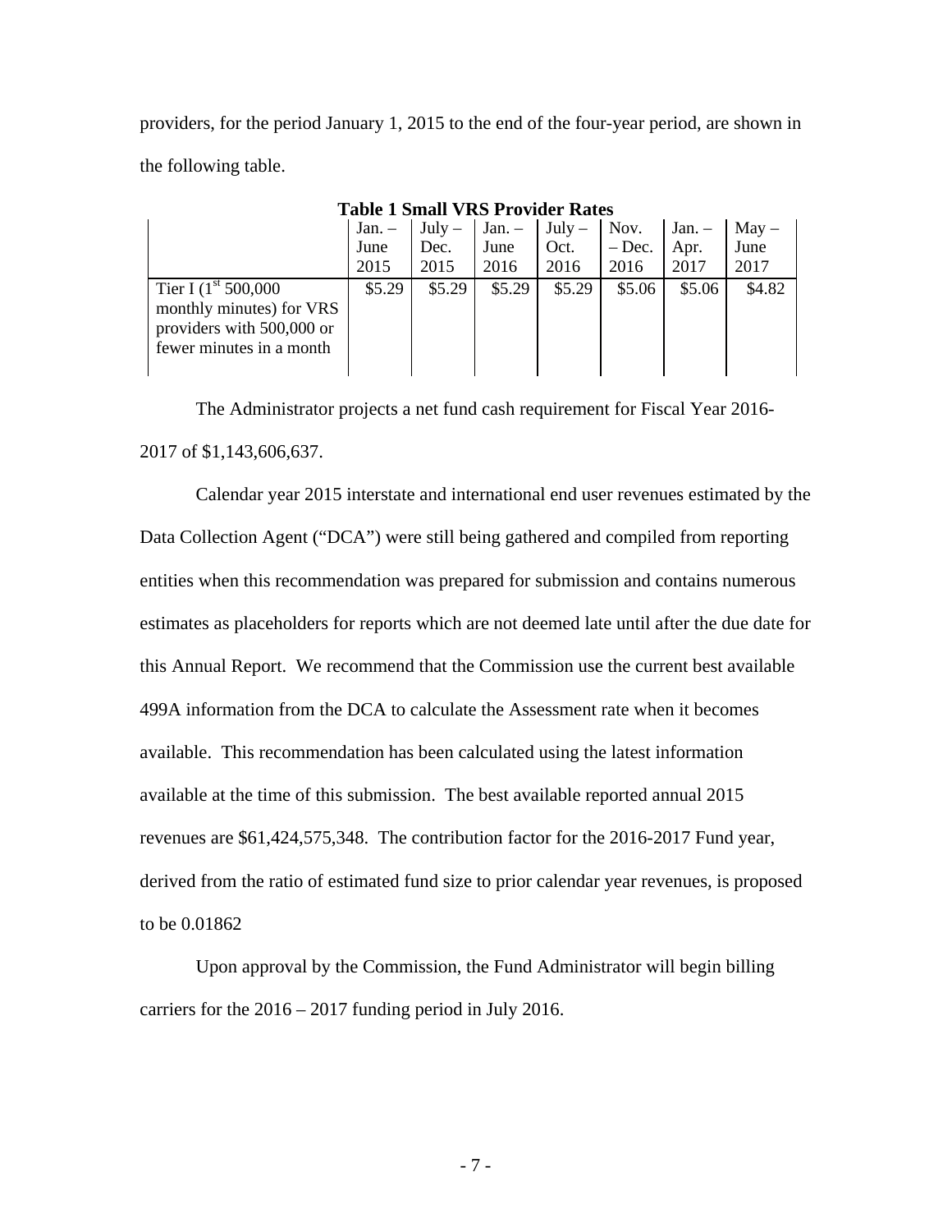providers, for the period January 1, 2015 to the end of the four-year period, are shown in the following table.

**Table 1 Small VRS Provider Rates**

| | Jan. – June 2015 | July – Dec. 2015 | Jan. – June 2016 | July – Oct. 2016 | Nov. – Dec. 2016 | Jan. – Apr. 2017 | May – June 2017 |
|---|---|---|---|---|---|---|---|
| Tier I (1st 500,000 monthly minutes) for VRS providers with 500,000 or fewer minutes in a month | \$5.29 | \$5.29 | \$5.29 | \$5.29 | \$5.06 | \$5.06 | \$4.82 |

The Administrator projects a net fund cash requirement for Fiscal Year 2016-2017 of \$1,143,606,637.

Calendar year 2015 interstate and international end user revenues estimated by the Data Collection Agent ("DCA") were still being gathered and compiled from reporting entities when this recommendation was prepared for submission and contains numerous estimates as placeholders for reports which are not deemed late until after the due date for this Annual Report. We recommend that the Commission use the current best available 499A information from the DCA to calculate the Assessment rate when it becomes available. This recommendation has been calculated using the latest information available at the time of this submission. The best available reported annual 2015 revenues are \$61,424,575,348. The contribution factor for the 2016-2017 Fund year, derived from the ratio of estimated fund size to prior calendar year revenues, is proposed to be 0.01862

Upon approval by the Commission, the Fund Administrator will begin billing carriers for the 2016 – 2017 funding period in July 2016.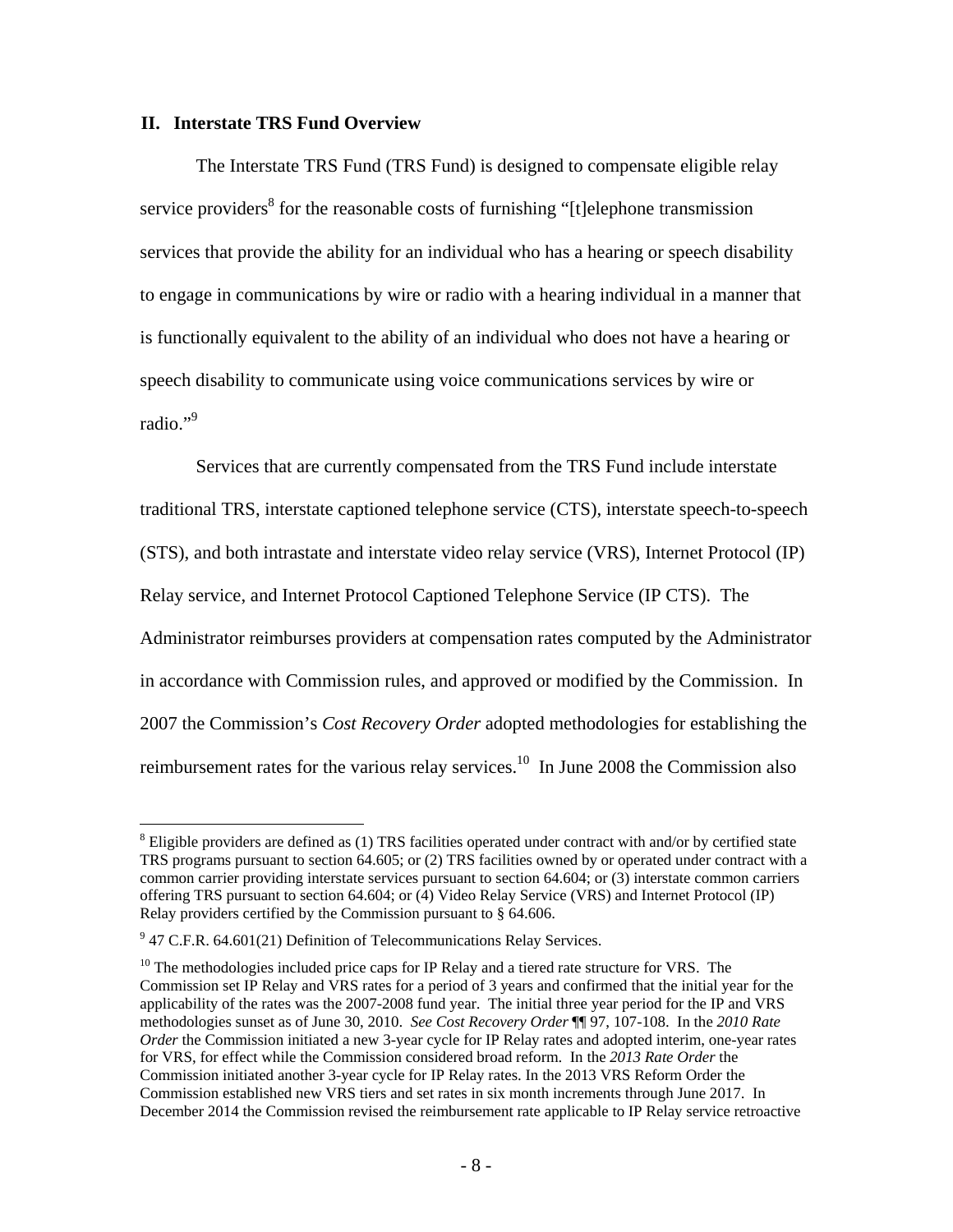## II. Interstate TRS Fund Overview

The Interstate TRS Fund (TRS Fund) is designed to compensate eligible relay service providers[8] for the reasonable costs of furnishing "[t]elephone transmission services that provide the ability for an individual who has a hearing or speech disability to engage in communications by wire or radio with a hearing individual in a manner that is functionally equivalent to the ability of an individual who does not have a hearing or speech disability to communicate using voice communications services by wire or radio."[9]

Services that are currently compensated from the TRS Fund include interstate traditional TRS, interstate captioned telephone service (CTS), interstate speech-to-speech (STS), and both intrastate and interstate video relay service (VRS), Internet Protocol (IP) Relay service, and Internet Protocol Captioned Telephone Service (IP CTS). The Administrator reimburses providers at compensation rates computed by the Administrator in accordance with Commission rules, and approved or modified by the Commission. In 2007 the Commission's *Cost Recovery Order* adopted methodologies for establishing the reimbursement rates for the various relay services.[10] In June 2008 the Commission also

[8] Eligible providers are defined as (1) TRS facilities operated under contract with and/or by certified state TRS programs pursuant to section 64.605; or (2) TRS facilities owned by or operated under contract with a common carrier providing interstate services pursuant to section 64.604; or (3) interstate common carriers offering TRS pursuant to section 64.604; or (4) Video Relay Service (VRS) and Internet Protocol (IP) Relay providers certified by the Commission pursuant to § 64.606.

[9] 47 C.F.R. 64.601(21) Definition of Telecommunications Relay Services.

[10] The methodologies included price caps for IP Relay and a tiered rate structure for VRS. The Commission set IP Relay and VRS rates for a period of 3 years and confirmed that the initial year for the applicability of the rates was the 2007-2008 fund year. The initial three year period for the IP and VRS methodologies sunset as of June 30, 2010. *See Cost Recovery Order* ¶¶ 97, 107-108. In the *2010 Rate Order* the Commission initiated a new 3-year cycle for IP Relay rates and adopted interim, one-year rates for VRS, for effect while the Commission considered broad reform. In the *2013 Rate Order* the Commission initiated another 3-year cycle for IP Relay rates. In the 2013 VRS Reform Order the Commission established new VRS tiers and set rates in six month increments through June 2017. In December 2014 the Commission revised the reimbursement rate applicable to IP Relay service retroactive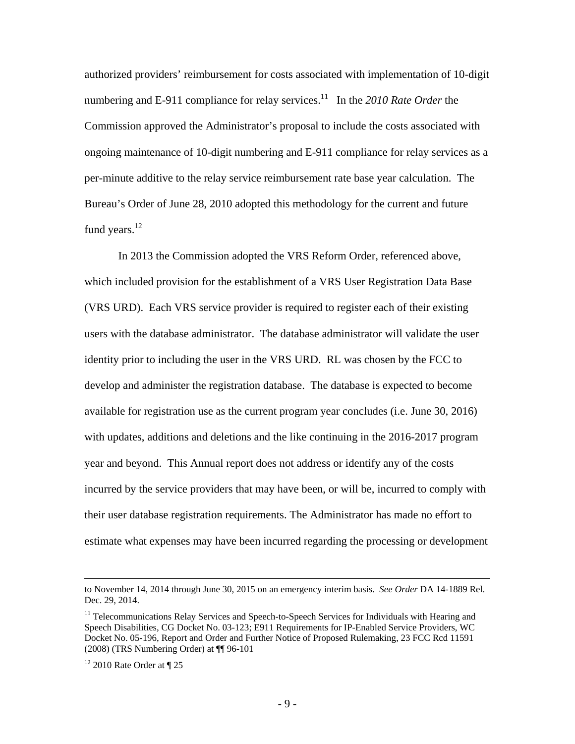authorized providers' reimbursement for costs associated with implementation of 10-digit numbering and E-911 compliance for relay services.[11] In the *2010 Rate Order* the Commission approved the Administrator's proposal to include the costs associated with ongoing maintenance of 10-digit numbering and E-911 compliance for relay services as a per-minute additive to the relay service reimbursement rate base year calculation. The Bureau's Order of June 28, 2010 adopted this methodology for the current and future fund years.[12]

In 2013 the Commission adopted the VRS Reform Order, referenced above, which included provision for the establishment of a VRS User Registration Data Base (VRS URD). Each VRS service provider is required to register each of their existing users with the database administrator. The database administrator will validate the user identity prior to including the user in the VRS URD. RL was chosen by the FCC to develop and administer the registration database. The database is expected to become available for registration use as the current program year concludes (i.e. June 30, 2016) with updates, additions and deletions and the like continuing in the 2016-2017 program year and beyond. This Annual report does not address or identify any of the costs incurred by the service providers that may have been, or will be, incurred to comply with their user database registration requirements. The Administrator has made no effort to estimate what expenses may have been incurred regarding the processing or development

---

to November 14, 2014 through June 30, 2015 on an emergency interim basis. *See Order* DA 14-1889 Rel. Dec. 29, 2014.

[11] Telecommunications Relay Services and Speech-to-Speech Services for Individuals with Hearing and Speech Disabilities, CG Docket No. 03-123; E911 Requirements for IP-Enabled Service Providers, WC Docket No. 05-196, Report and Order and Further Notice of Proposed Rulemaking, 23 FCC Rcd 11591 (2008) (TRS Numbering Order) at ¶¶ 96-101

[12] 2010 Rate Order at ¶ 25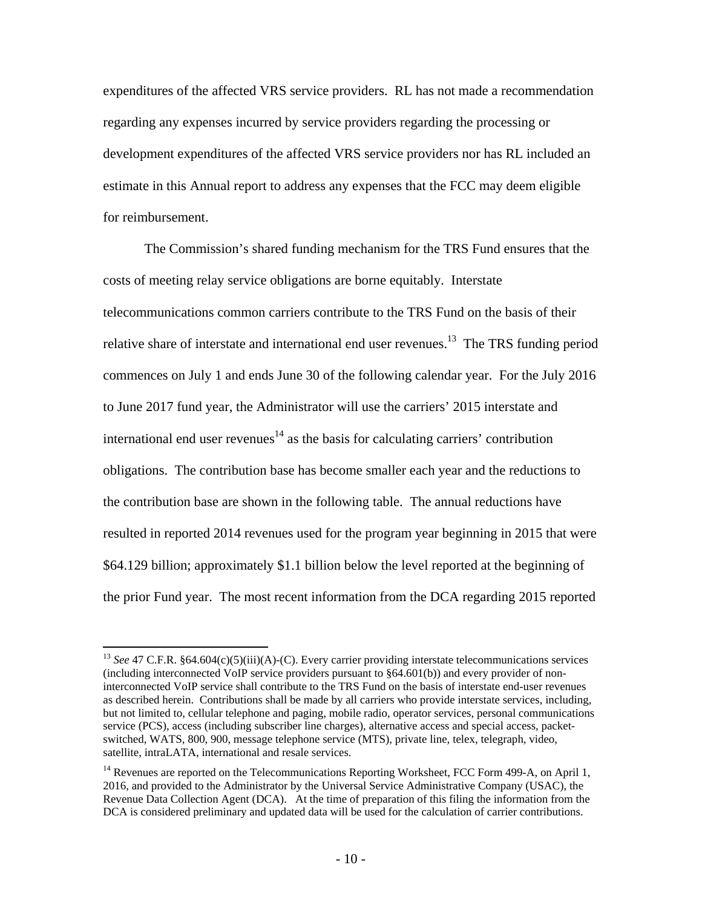expenditures of the affected VRS service providers. RL has not made a recommendation regarding any expenses incurred by service providers regarding the processing or development expenditures of the affected VRS service providers nor has RL included an estimate in this Annual report to address any expenses that the FCC may deem eligible for reimbursement.

The Commission's shared funding mechanism for the TRS Fund ensures that the costs of meeting relay service obligations are borne equitably. Interstate telecommunications common carriers contribute to the TRS Fund on the basis of their relative share of interstate and international end user revenues.[13] The TRS funding period commences on July 1 and ends June 30 of the following calendar year. For the July 2016 to June 2017 fund year, the Administrator will use the carriers' 2015 interstate and international end user revenues[14] as the basis for calculating carriers' contribution obligations. The contribution base has become smaller each year and the reductions to the contribution base are shown in the following table. The annual reductions have resulted in reported 2014 revenues used for the program year beginning in 2015 that were $64.129 billion; approximately $1.1 billion below the level reported at the beginning of the prior Fund year. The most recent information from the DCA regarding 2015 reported

---

[13] *See* 47 C.F.R. §64.604(c)(5)(iii)(A)-(C). Every carrier providing interstate telecommunications services (including interconnected VoIP service providers pursuant to §64.601(b)) and every provider of non-interconnected VoIP service shall contribute to the TRS Fund on the basis of interstate end-user revenues as described herein. Contributions shall be made by all carriers who provide interstate services, including, but not limited to, cellular telephone and paging, mobile radio, operator services, personal communications service (PCS), access (including subscriber line charges), alternative access and special access, packet-switched, WATS, 800, 900, message telephone service (MTS), private line, telex, telegraph, video, satellite, intraLATA, international and resale services.

[14] Revenues are reported on the Telecommunications Reporting Worksheet, FCC Form 499-A, on April 1, 2016, and provided to the Administrator by the Universal Service Administrative Company (USAC), the Revenue Data Collection Agent (DCA). At the time of preparation of this filing the information from the DCA is considered preliminary and updated data will be used for the calculation of carrier contributions.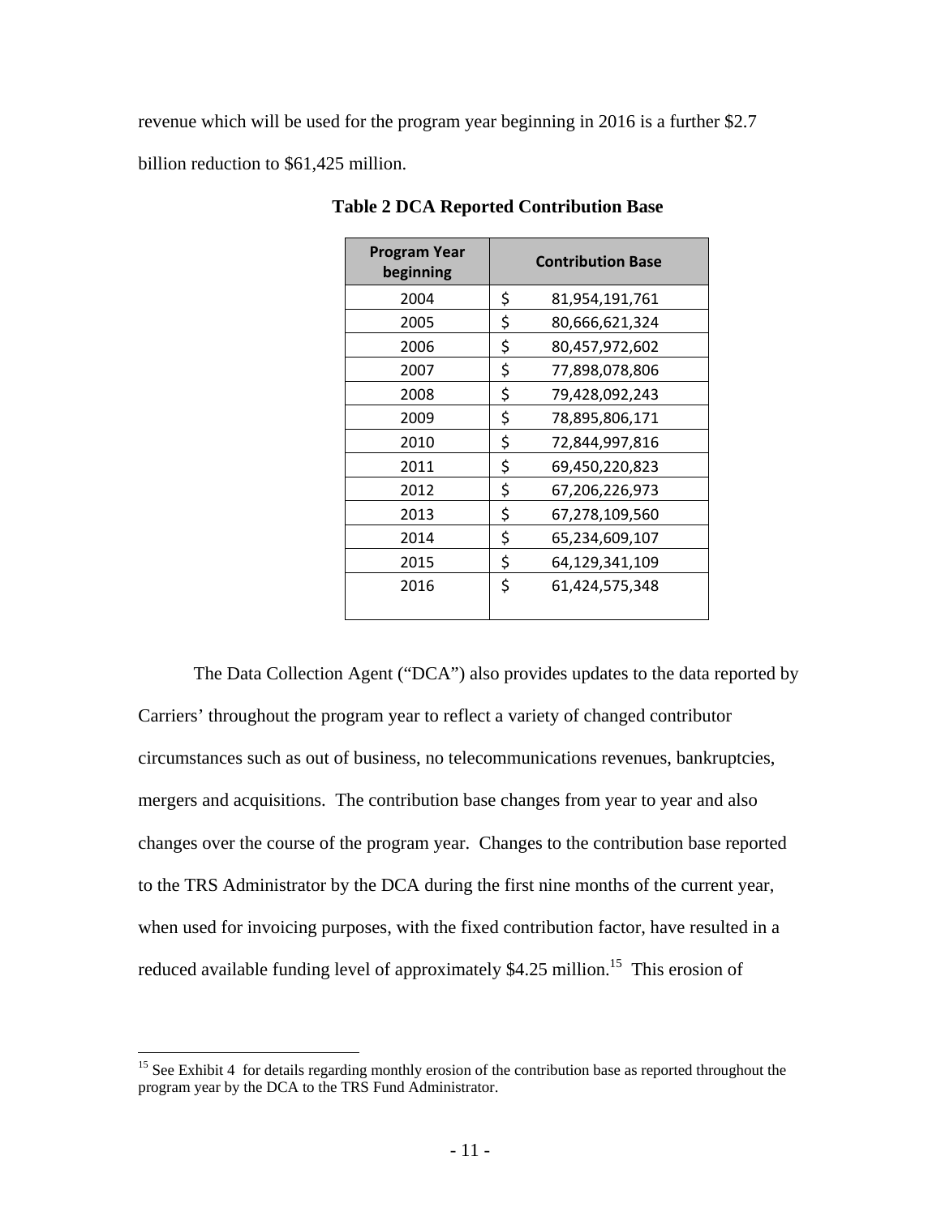revenue which will be used for the program year beginning in 2016 is a further $2.7 billion reduction to $61,425 million.

**Table 2 DCA Reported Contribution Base**

| Program Year beginning | Contribution Base |
|---|---|
| 2004 | $ 81,954,191,761 |
| 2005 | $ 80,666,621,324 |
| 2006 | $ 80,457,972,602 |
| 2007 | $ 77,898,078,806 |
| 2008 | $ 79,428,092,243 |
| 2009 | $ 78,895,806,171 |
| 2010 | $ 72,844,997,816 |
| 2011 | $ 69,450,220,823 |
| 2012 | $ 67,206,226,973 |
| 2013 | $ 67,278,109,560 |
| 2014 | $ 65,234,609,107 |
| 2015 | $ 64,129,341,109 |
| 2016 | $ 61,424,575,348 |

The Data Collection Agent ("DCA") also provides updates to the data reported by Carriers' throughout the program year to reflect a variety of changed contributor circumstances such as out of business, no telecommunications revenues, bankruptcies, mergers and acquisitions. The contribution base changes from year to year and also changes over the course of the program year. Changes to the contribution base reported to the TRS Administrator by the DCA during the first nine months of the current year, when used for invoicing purposes, with the fixed contribution factor, have resulted in a reduced available funding level of approximately $4.25 million.[15] This erosion of

[15] See Exhibit 4 for details regarding monthly erosion of the contribution base as reported throughout the program year by the DCA to the TRS Fund Administrator.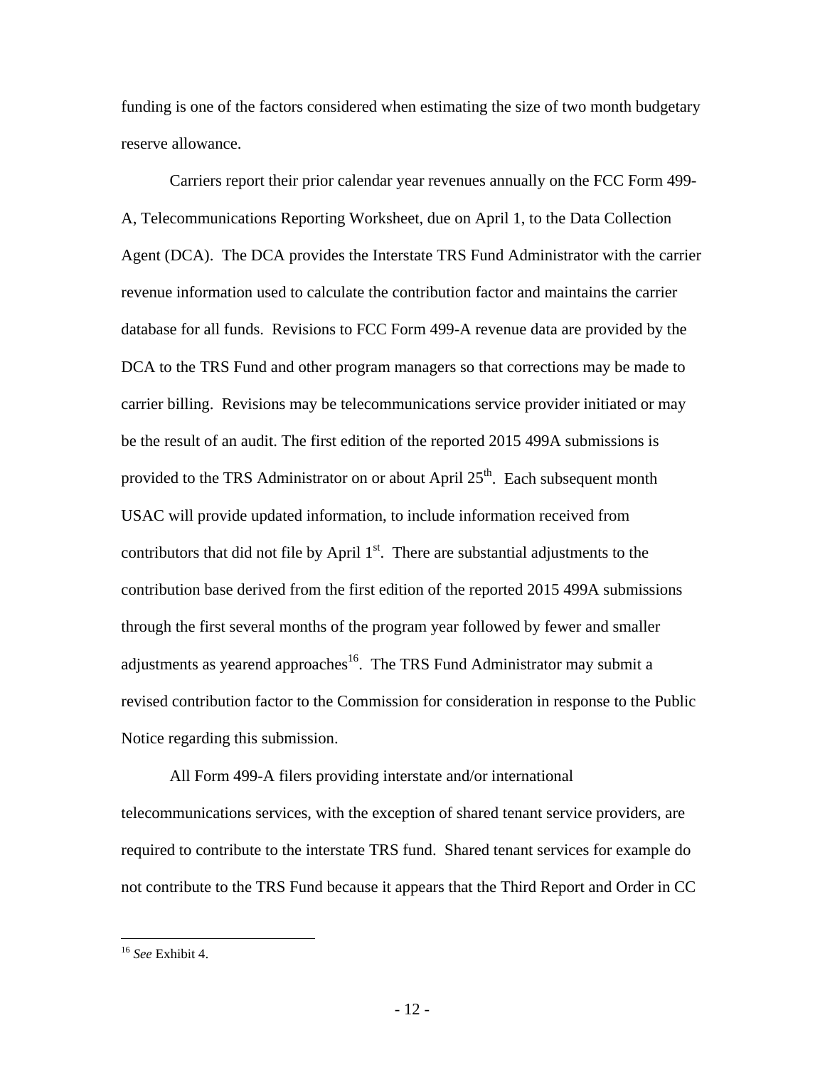funding is one of the factors considered when estimating the size of two month budgetary reserve allowance.

Carriers report their prior calendar year revenues annually on the FCC Form 499-A, Telecommunications Reporting Worksheet, due on April 1, to the Data Collection Agent (DCA). The DCA provides the Interstate TRS Fund Administrator with the carrier revenue information used to calculate the contribution factor and maintains the carrier database for all funds. Revisions to FCC Form 499-A revenue data are provided by the DCA to the TRS Fund and other program managers so that corrections may be made to carrier billing. Revisions may be telecommunications service provider initiated or may be the result of an audit. The first edition of the reported 2015 499A submissions is provided to the TRS Administrator on or about April 25th. Each subsequent month USAC will provide updated information, to include information received from contributors that did not file by April 1st. There are substantial adjustments to the contribution base derived from the first edition of the reported 2015 499A submissions through the first several months of the program year followed by fewer and smaller adjustments as yearend approaches[16]. The TRS Fund Administrator may submit a revised contribution factor to the Commission for consideration in response to the Public Notice regarding this submission.

All Form 499-A filers providing interstate and/or international telecommunications services, with the exception of shared tenant service providers, are required to contribute to the interstate TRS fund. Shared tenant services for example do not contribute to the TRS Fund because it appears that the Third Report and Order in CC

---

[16] *See* Exhibit 4.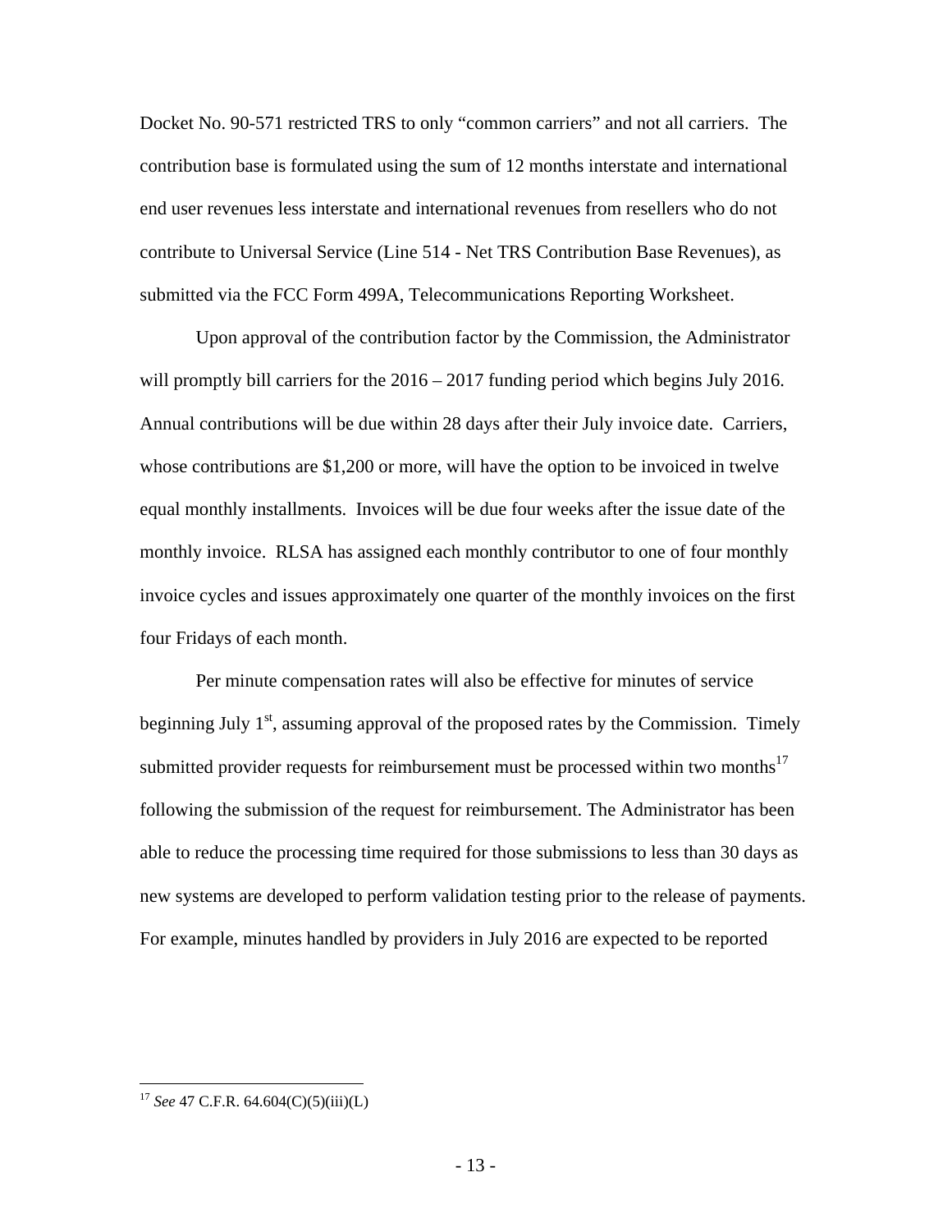Docket No. 90-571 restricted TRS to only "common carriers" and not all carriers. The contribution base is formulated using the sum of 12 months interstate and international end user revenues less interstate and international revenues from resellers who do not contribute to Universal Service (Line 514 - Net TRS Contribution Base Revenues), as submitted via the FCC Form 499A, Telecommunications Reporting Worksheet.

Upon approval of the contribution factor by the Commission, the Administrator will promptly bill carriers for the 2016 – 2017 funding period which begins July 2016. Annual contributions will be due within 28 days after their July invoice date. Carriers, whose contributions are $1,200 or more, will have the option to be invoiced in twelve equal monthly installments. Invoices will be due four weeks after the issue date of the monthly invoice. RLSA has assigned each monthly contributor to one of four monthly invoice cycles and issues approximately one quarter of the monthly invoices on the first four Fridays of each month.

Per minute compensation rates will also be effective for minutes of service beginning July 1st, assuming approval of the proposed rates by the Commission. Timely submitted provider requests for reimbursement must be processed within two months[17] following the submission of the request for reimbursement. The Administrator has been able to reduce the processing time required for those submissions to less than 30 days as new systems are developed to perform validation testing prior to the release of payments. For example, minutes handled by providers in July 2016 are expected to be reported

[17] *See* 47 C.F.R. 64.604(C)(5)(iii)(L)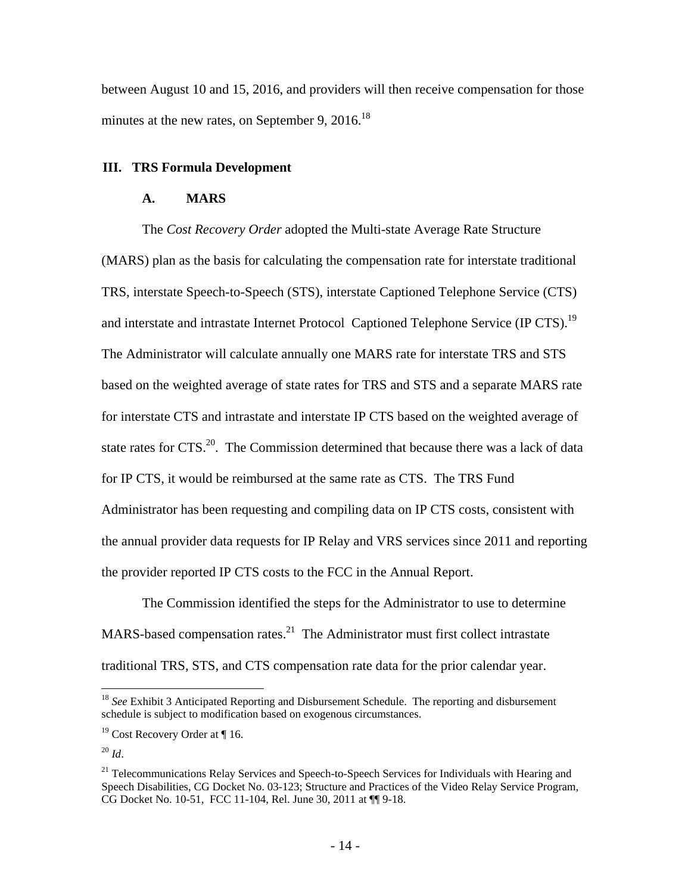between August 10 and 15, 2016, and providers will then receive compensation for those minutes at the new rates, on September 9, 2016.[18]

## III. TRS Formula Development

### A. MARS

The *Cost Recovery Order* adopted the Multi-state Average Rate Structure (MARS) plan as the basis for calculating the compensation rate for interstate traditional TRS, interstate Speech-to-Speech (STS), interstate Captioned Telephone Service (CTS) and interstate and intrastate Internet Protocol Captioned Telephone Service (IP CTS).[19] The Administrator will calculate annually one MARS rate for interstate TRS and STS based on the weighted average of state rates for TRS and STS and a separate MARS rate for interstate CTS and intrastate and interstate IP CTS based on the weighted average of state rates for CTS.[20]. The Commission determined that because there was a lack of data for IP CTS, it would be reimbursed at the same rate as CTS. The TRS Fund Administrator has been requesting and compiling data on IP CTS costs, consistent with the annual provider data requests for IP Relay and VRS services since 2011 and reporting the provider reported IP CTS costs to the FCC in the Annual Report.

The Commission identified the steps for the Administrator to use to determine MARS-based compensation rates.[21] The Administrator must first collect intrastate traditional TRS, STS, and CTS compensation rate data for the prior calendar year.

---

[18] *See* Exhibit 3 Anticipated Reporting and Disbursement Schedule. The reporting and disbursement schedule is subject to modification based on exogenous circumstances.

[19] Cost Recovery Order at ¶ 16.

[20] *Id*.

[21] Telecommunications Relay Services and Speech-to-Speech Services for Individuals with Hearing and Speech Disabilities, CG Docket No. 03-123; Structure and Practices of the Video Relay Service Program, CG Docket No. 10-51, FCC 11-104, Rel. June 30, 2011 at ¶¶ 9-18.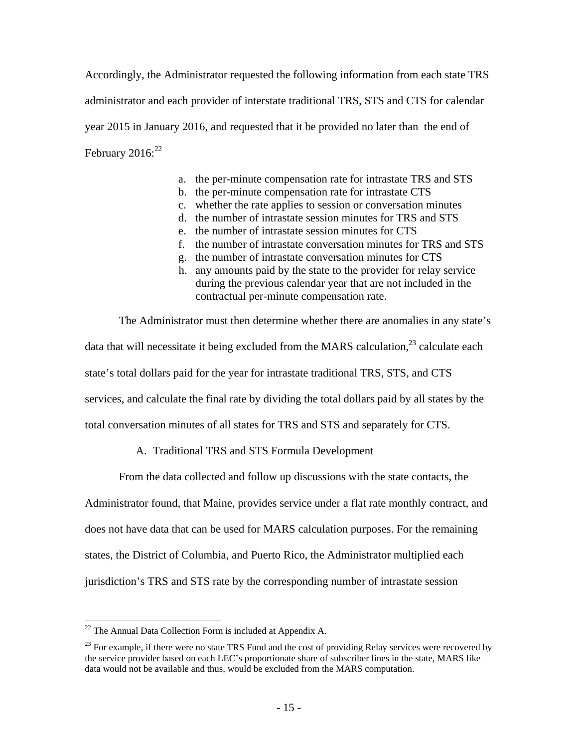Accordingly, the Administrator requested the following information from each state TRS administrator and each provider of interstate traditional TRS, STS and CTS for calendar year 2015 in January 2016, and requested that it be provided no later than the end of February 2016:[22]

a. the per-minute compensation rate for intrastate TRS and STS
b. the per-minute compensation rate for intrastate CTS
c. whether the rate applies to session or conversation minutes
d. the number of intrastate session minutes for TRS and STS
e. the number of intrastate session minutes for CTS
f. the number of intrastate conversation minutes for TRS and STS
g. the number of intrastate conversation minutes for CTS
h. any amounts paid by the state to the provider for relay service during the previous calendar year that are not included in the contractual per-minute compensation rate.

The Administrator must then determine whether there are anomalies in any state's data that will necessitate it being excluded from the MARS calculation,[23] calculate each state's total dollars paid for the year for intrastate traditional TRS, STS, and CTS services, and calculate the final rate by dividing the total dollars paid by all states by the total conversation minutes of all states for TRS and STS and separately for CTS.

## A. Traditional TRS and STS Formula Development

From the data collected and follow up discussions with the state contacts, the Administrator found, that Maine, provides service under a flat rate monthly contract, and does not have data that can be used for MARS calculation purposes. For the remaining states, the District of Columbia, and Puerto Rico, the Administrator multiplied each jurisdiction's TRS and STS rate by the corresponding number of intrastate session

---

[22] The Annual Data Collection Form is included at Appendix A.

[23] For example, if there were no state TRS Fund and the cost of providing Relay services were recovered by the service provider based on each LEC's proportionate share of subscriber lines in the state, MARS like data would not be available and thus, would be excluded from the MARS computation.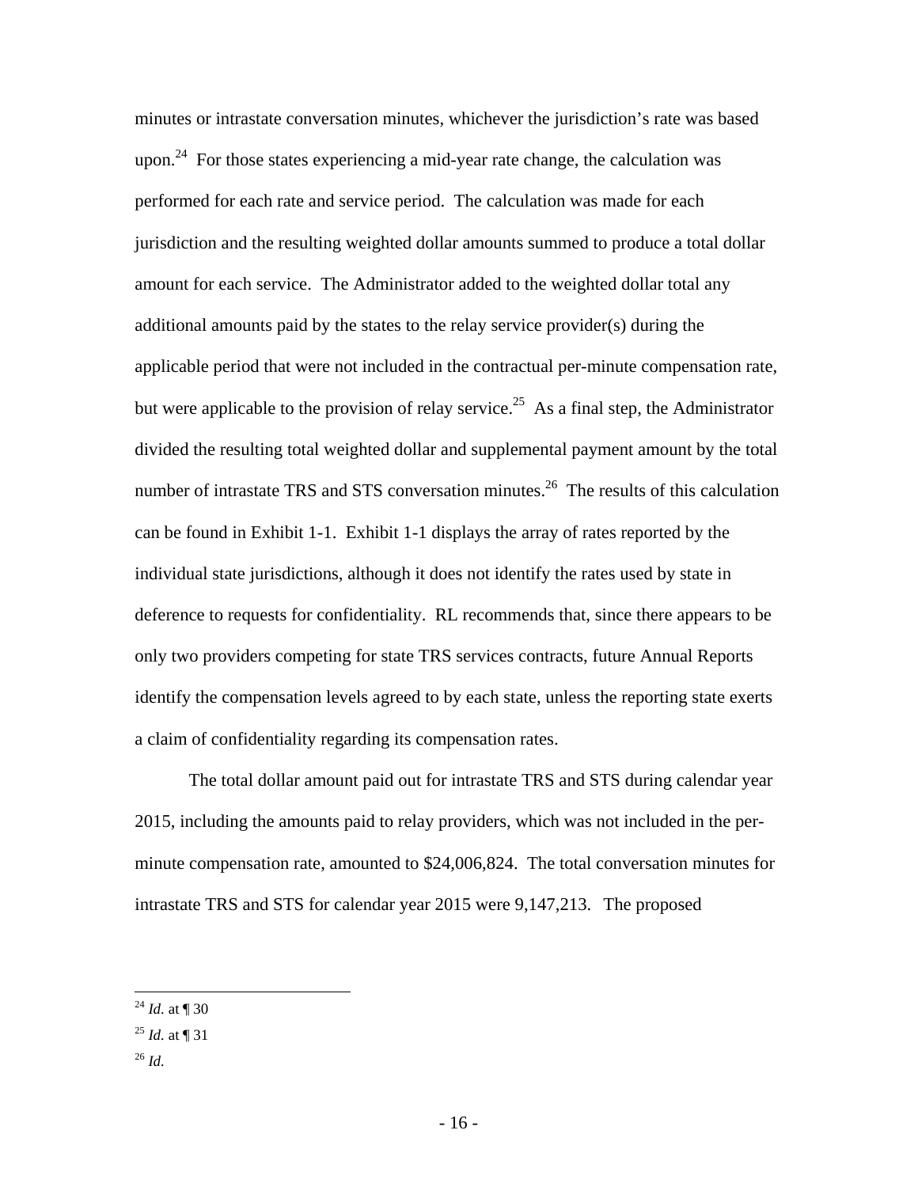minutes or intrastate conversation minutes, whichever the jurisdiction's rate was based upon.[24] For those states experiencing a mid-year rate change, the calculation was performed for each rate and service period. The calculation was made for each jurisdiction and the resulting weighted dollar amounts summed to produce a total dollar amount for each service. The Administrator added to the weighted dollar total any additional amounts paid by the states to the relay service provider(s) during the applicable period that were not included in the contractual per-minute compensation rate, but were applicable to the provision of relay service.[25] As a final step, the Administrator divided the resulting total weighted dollar and supplemental payment amount by the total number of intrastate TRS and STS conversation minutes.[26] The results of this calculation can be found in Exhibit 1-1. Exhibit 1-1 displays the array of rates reported by the individual state jurisdictions, although it does not identify the rates used by state in deference to requests for confidentiality. RL recommends that, since there appears to be only two providers competing for state TRS services contracts, future Annual Reports identify the compensation levels agreed to by each state, unless the reporting state exerts a claim of confidentiality regarding its compensation rates.

The total dollar amount paid out for intrastate TRS and STS during calendar year 2015, including the amounts paid to relay providers, which was not included in the per-minute compensation rate, amounted to $24,006,824. The total conversation minutes for intrastate TRS and STS for calendar year 2015 were 9,147,213. The proposed

---

[24] *Id.* at ¶ 30

[25] *Id.* at ¶ 31

[26] *Id.*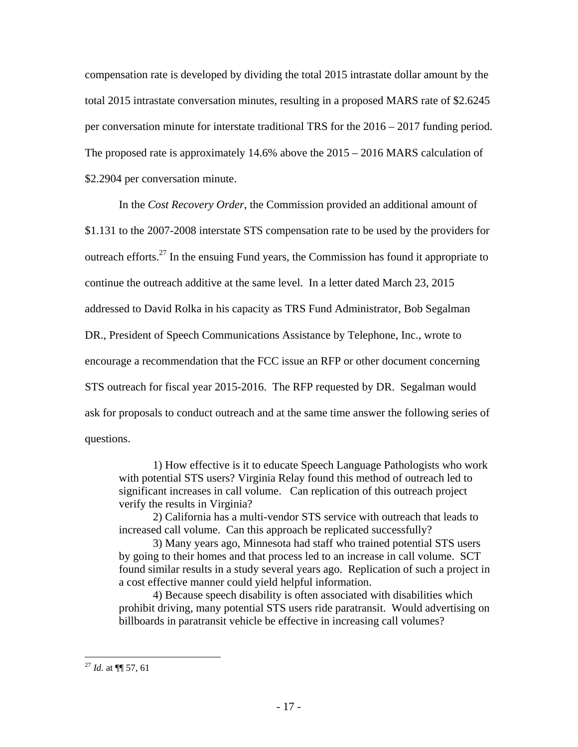compensation rate is developed by dividing the total 2015 intrastate dollar amount by the total 2015 intrastate conversation minutes, resulting in a proposed MARS rate of $2.6245 per conversation minute for interstate traditional TRS for the 2016 – 2017 funding period. The proposed rate is approximately 14.6% above the 2015 – 2016 MARS calculation of $2.2904 per conversation minute.

In the *Cost Recovery Order*, the Commission provided an additional amount of $1.131 to the 2007-2008 interstate STS compensation rate to be used by the providers for outreach efforts.[27] In the ensuing Fund years, the Commission has found it appropriate to continue the outreach additive at the same level. In a letter dated March 23, 2015 addressed to David Rolka in his capacity as TRS Fund Administrator, Bob Segalman DR., President of Speech Communications Assistance by Telephone, Inc., wrote to encourage a recommendation that the FCC issue an RFP or other document concerning STS outreach for fiscal year 2015-2016. The RFP requested by DR. Segalman would ask for proposals to conduct outreach and at the same time answer the following series of questions.

> 1) How effective is it to educate Speech Language Pathologists who work with potential STS users? Virginia Relay found this method of outreach led to significant increases in call volume. Can replication of this outreach project verify the results in Virginia?
>
> 2) California has a multi-vendor STS service with outreach that leads to increased call volume. Can this approach be replicated successfully?
>
> 3) Many years ago, Minnesota had staff who trained potential STS users by going to their homes and that process led to an increase in call volume. SCT found similar results in a study several years ago. Replication of such a project in a cost effective manner could yield helpful information.
>
> 4) Because speech disability is often associated with disabilities which prohibit driving, many potential STS users ride paratransit. Would advertising on billboards in paratransit vehicle be effective in increasing call volumes?

---

[27] *Id.* at ¶¶ 57, 61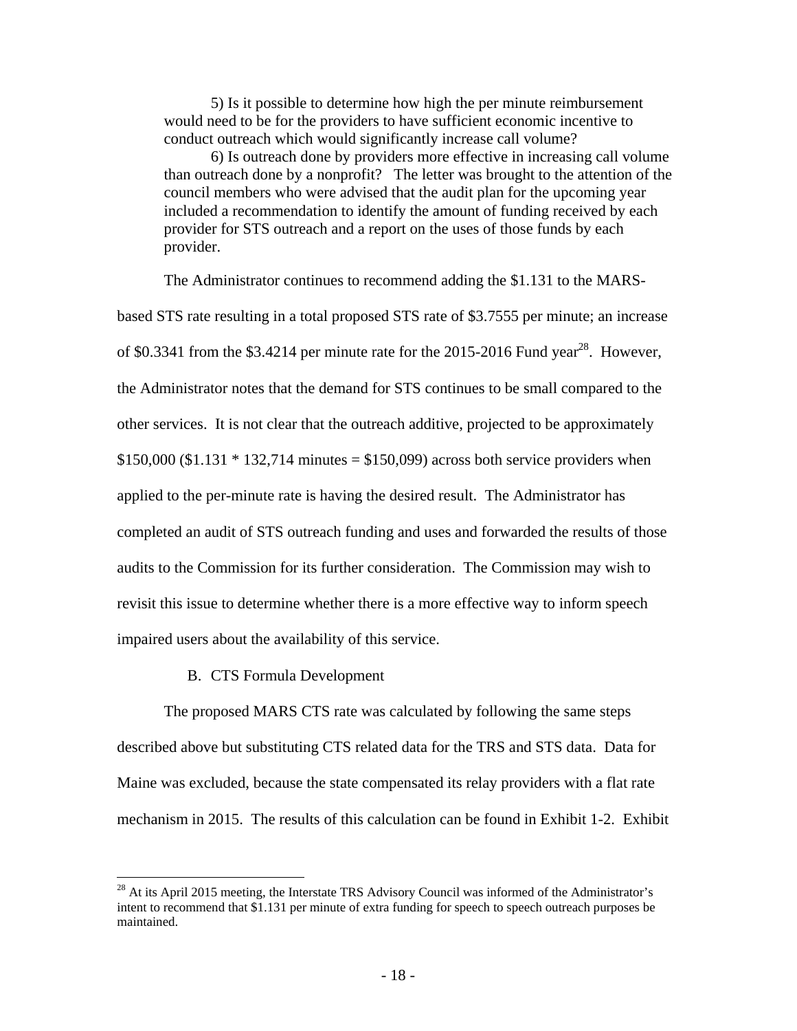5) Is it possible to determine how high the per minute reimbursement would need to be for the providers to have sufficient economic incentive to conduct outreach which would significantly increase call volume?

6) Is outreach done by providers more effective in increasing call volume than outreach done by a nonprofit? The letter was brought to the attention of the council members who were advised that the audit plan for the upcoming year included a recommendation to identify the amount of funding received by each provider for STS outreach and a report on the uses of those funds by each provider.

The Administrator continues to recommend adding the $1.131 to the MARS-based STS rate resulting in a total proposed STS rate of $3.7555 per minute; an increase of $0.3341 from the $3.4214 per minute rate for the 2015-2016 Fund year[28]. However, the Administrator notes that the demand for STS continues to be small compared to the other services. It is not clear that the outreach additive, projected to be approximately $150,000 ($1.131 * 132,714 minutes = $150,099) across both service providers when applied to the per-minute rate is having the desired result. The Administrator has completed an audit of STS outreach funding and uses and forwarded the results of those audits to the Commission for its further consideration. The Commission may wish to revisit this issue to determine whether there is a more effective way to inform speech impaired users about the availability of this service.

B. CTS Formula Development

The proposed MARS CTS rate was calculated by following the same steps described above but substituting CTS related data for the TRS and STS data. Data for Maine was excluded, because the state compensated its relay providers with a flat rate mechanism in 2015. The results of this calculation can be found in Exhibit 1-2. Exhibit

---

[28] At its April 2015 meeting, the Interstate TRS Advisory Council was informed of the Administrator's intent to recommend that $1.131 per minute of extra funding for speech to speech outreach purposes be maintained.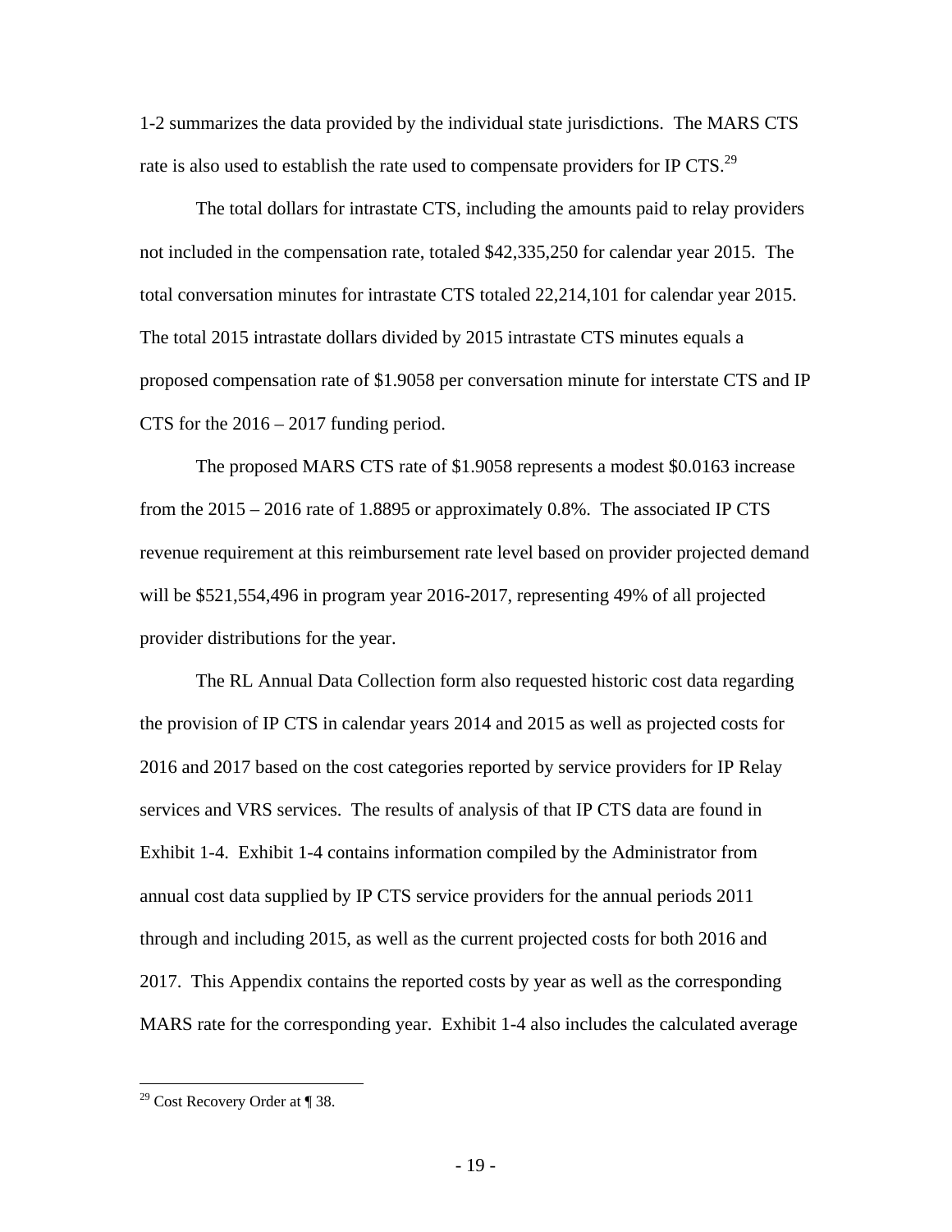1-2 summarizes the data provided by the individual state jurisdictions. The MARS CTS rate is also used to establish the rate used to compensate providers for IP CTS.[29]

The total dollars for intrastate CTS, including the amounts paid to relay providers not included in the compensation rate, totaled $42,335,250 for calendar year 2015. The total conversation minutes for intrastate CTS totaled 22,214,101 for calendar year 2015. The total 2015 intrastate dollars divided by 2015 intrastate CTS minutes equals a proposed compensation rate of $1.9058 per conversation minute for interstate CTS and IP CTS for the 2016 – 2017 funding period.

The proposed MARS CTS rate of $1.9058 represents a modest $0.0163 increase from the 2015 – 2016 rate of 1.8895 or approximately 0.8%. The associated IP CTS revenue requirement at this reimbursement rate level based on provider projected demand will be $521,554,496 in program year 2016-2017, representing 49% of all projected provider distributions for the year.

The RL Annual Data Collection form also requested historic cost data regarding the provision of IP CTS in calendar years 2014 and 2015 as well as projected costs for 2016 and 2017 based on the cost categories reported by service providers for IP Relay services and VRS services. The results of analysis of that IP CTS data are found in Exhibit 1-4. Exhibit 1-4 contains information compiled by the Administrator from annual cost data supplied by IP CTS service providers for the annual periods 2011 through and including 2015, as well as the current projected costs for both 2016 and 2017. This Appendix contains the reported costs by year as well as the corresponding MARS rate for the corresponding year. Exhibit 1-4 also includes the calculated average

[29] Cost Recovery Order at ¶ 38.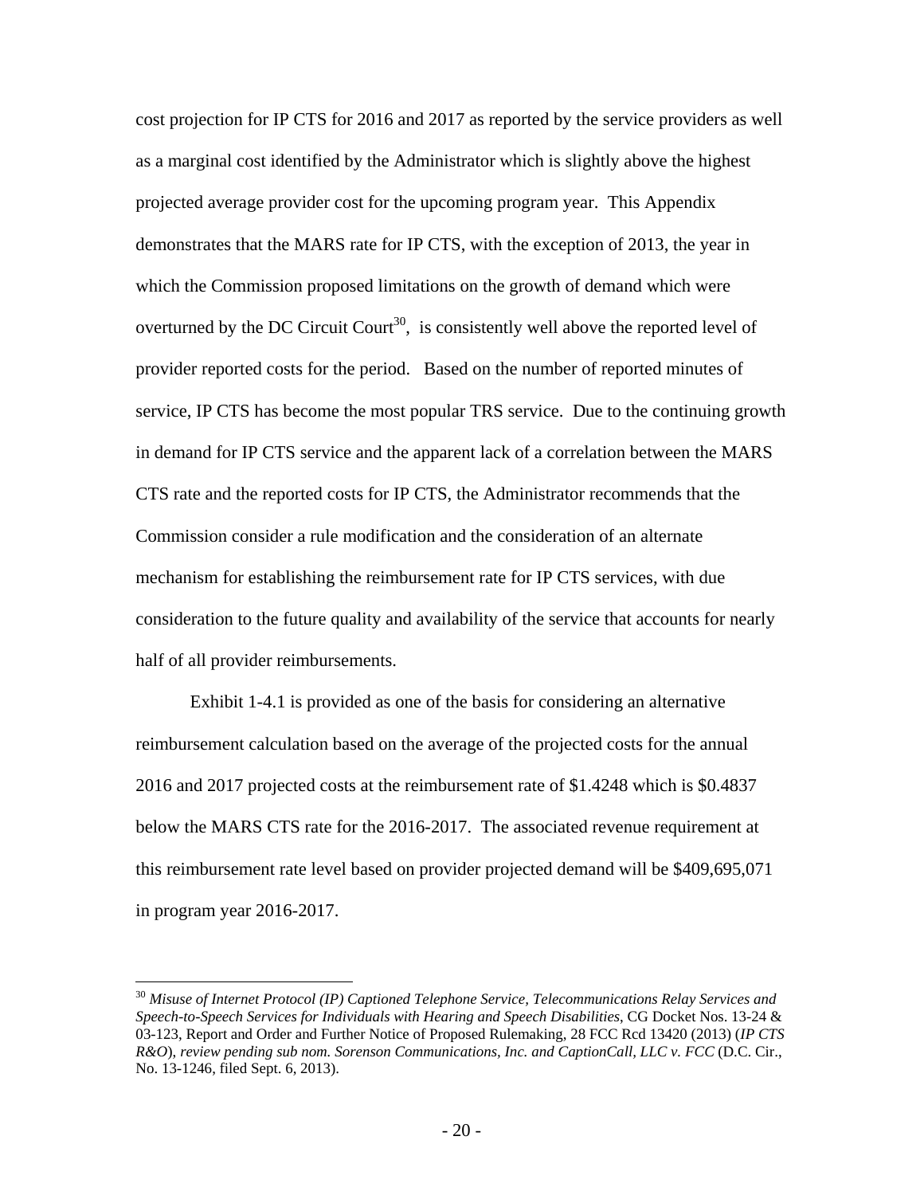cost projection for IP CTS for 2016 and 2017 as reported by the service providers as well as a marginal cost identified by the Administrator which is slightly above the highest projected average provider cost for the upcoming program year. This Appendix demonstrates that the MARS rate for IP CTS, with the exception of 2013, the year in which the Commission proposed limitations on the growth of demand which were overturned by the DC Circuit Court[30], is consistently well above the reported level of provider reported costs for the period. Based on the number of reported minutes of service, IP CTS has become the most popular TRS service. Due to the continuing growth in demand for IP CTS service and the apparent lack of a correlation between the MARS CTS rate and the reported costs for IP CTS, the Administrator recommends that the Commission consider a rule modification and the consideration of an alternate mechanism for establishing the reimbursement rate for IP CTS services, with due consideration to the future quality and availability of the service that accounts for nearly half of all provider reimbursements.

Exhibit 1-4.1 is provided as one of the basis for considering an alternative reimbursement calculation based on the average of the projected costs for the annual 2016 and 2017 projected costs at the reimbursement rate of $1.4248 which is $0.4837 below the MARS CTS rate for the 2016-2017. The associated revenue requirement at this reimbursement rate level based on provider projected demand will be $409,695,071 in program year 2016-2017.

---

[30] *Misuse of Internet Protocol (IP) Captioned Telephone Service, Telecommunications Relay Services and Speech-to-Speech Services for Individuals with Hearing and Speech Disabilities*, CG Docket Nos. 13-24 & 03-123, Report and Order and Further Notice of Proposed Rulemaking, 28 FCC Rcd 13420 (2013) (*IP CTS R&O*), *review pending sub nom. Sorenson Communications, Inc. and CaptionCall, LLC v. FCC* (D.C. Cir., No. 13-1246, filed Sept. 6, 2013).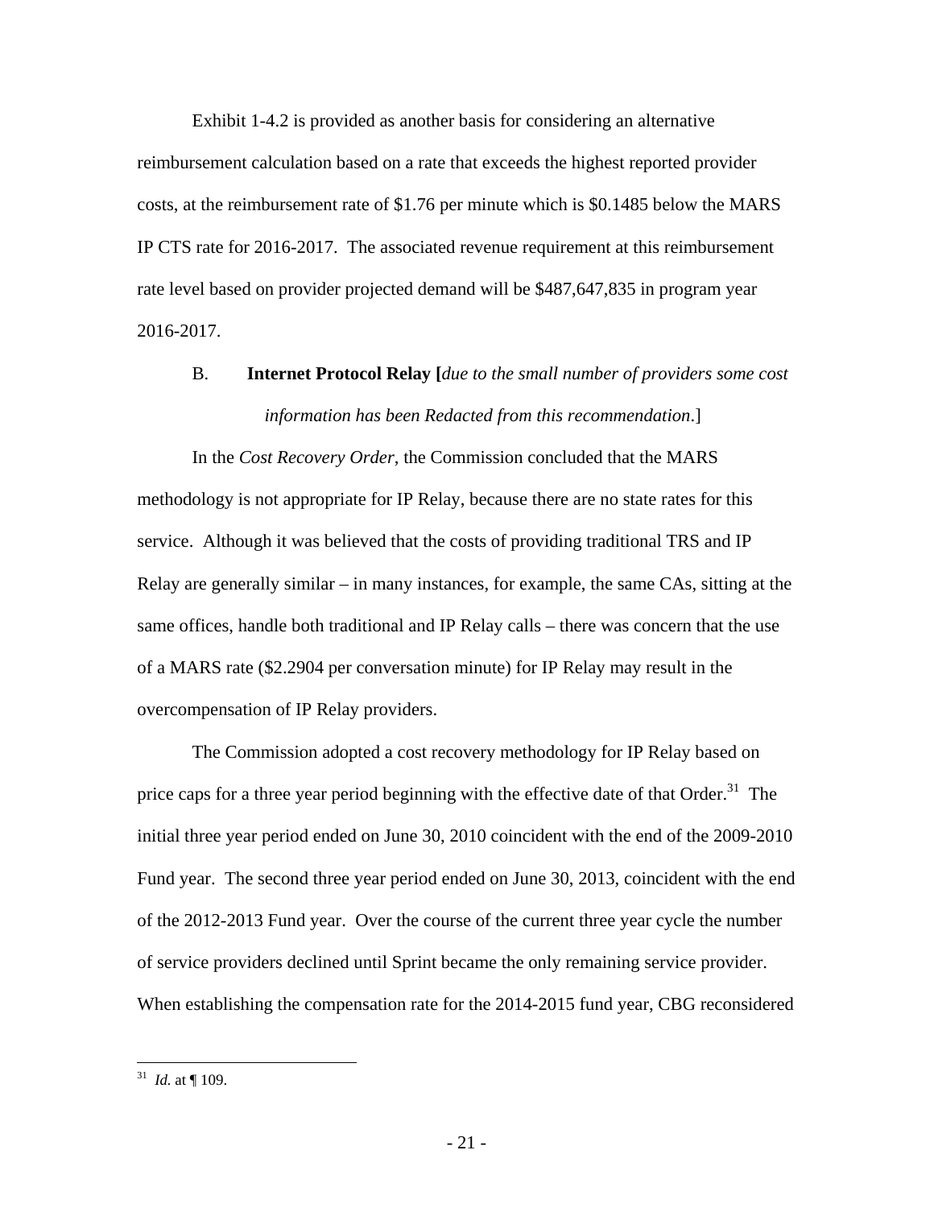Exhibit 1-4.2 is provided as another basis for considering an alternative reimbursement calculation based on a rate that exceeds the highest reported provider costs, at the reimbursement rate of $1.76 per minute which is $0.1485 below the MARS IP CTS rate for 2016-2017. The associated revenue requirement at this reimbursement rate level based on provider projected demand will be $487,647,835 in program year 2016-2017.

### B. **Internet Protocol Relay [***due to the small number of providers some cost information has been Redacted from this recommendation*.]

In the *Cost Recovery Order*, the Commission concluded that the MARS methodology is not appropriate for IP Relay, because there are no state rates for this service. Although it was believed that the costs of providing traditional TRS and IP Relay are generally similar – in many instances, for example, the same CAs, sitting at the same offices, handle both traditional and IP Relay calls – there was concern that the use of a MARS rate ($2.2904 per conversation minute) for IP Relay may result in the overcompensation of IP Relay providers.

The Commission adopted a cost recovery methodology for IP Relay based on price caps for a three year period beginning with the effective date of that Order.[31] The initial three year period ended on June 30, 2010 coincident with the end of the 2009-2010 Fund year. The second three year period ended on June 30, 2013, coincident with the end of the 2012-2013 Fund year. Over the course of the current three year cycle the number of service providers declined until Sprint became the only remaining service provider. When establishing the compensation rate for the 2014-2015 fund year, CBG reconsidered

---

[31] *Id.* at ¶ 109.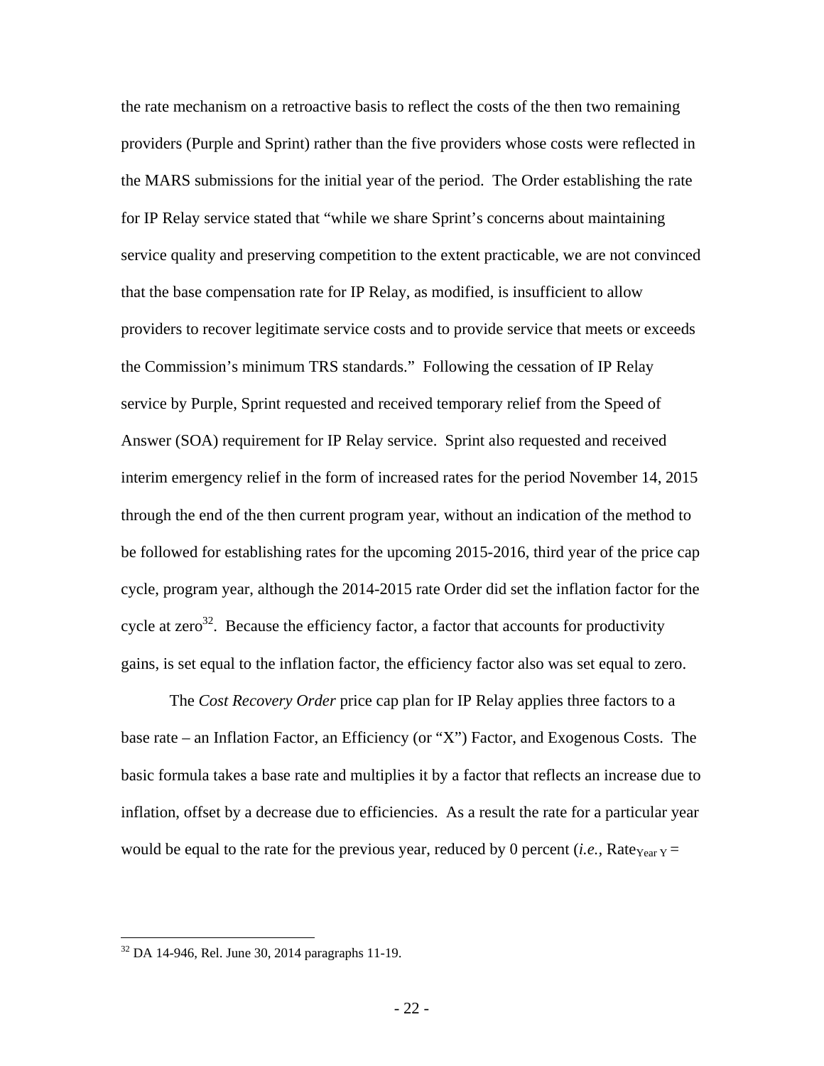the rate mechanism on a retroactive basis to reflect the costs of the then two remaining providers (Purple and Sprint) rather than the five providers whose costs were reflected in the MARS submissions for the initial year of the period. The Order establishing the rate for IP Relay service stated that "while we share Sprint's concerns about maintaining service quality and preserving competition to the extent practicable, we are not convinced that the base compensation rate for IP Relay, as modified, is insufficient to allow providers to recover legitimate service costs and to provide service that meets or exceeds the Commission's minimum TRS standards." Following the cessation of IP Relay service by Purple, Sprint requested and received temporary relief from the Speed of Answer (SOA) requirement for IP Relay service. Sprint also requested and received interim emergency relief in the form of increased rates for the period November 14, 2015 through the end of the then current program year, without an indication of the method to be followed for establishing rates for the upcoming 2015-2016, third year of the price cap cycle, program year, although the 2014-2015 rate Order did set the inflation factor for the cycle at zero[32]. Because the efficiency factor, a factor that accounts for productivity gains, is set equal to the inflation factor, the efficiency factor also was set equal to zero.

The *Cost Recovery Order* price cap plan for IP Relay applies three factors to a base rate – an Inflation Factor, an Efficiency (or "X") Factor, and Exogenous Costs. The basic formula takes a base rate and multiplies it by a factor that reflects an increase due to inflation, offset by a decrease due to efficiencies. As a result the rate for a particular year would be equal to the rate for the previous year, reduced by 0 percent (*i.e.*, $\text{Rate}_{\text{Year Y}}$ =

[32] DA 14-946, Rel. June 30, 2014 paragraphs 11-19.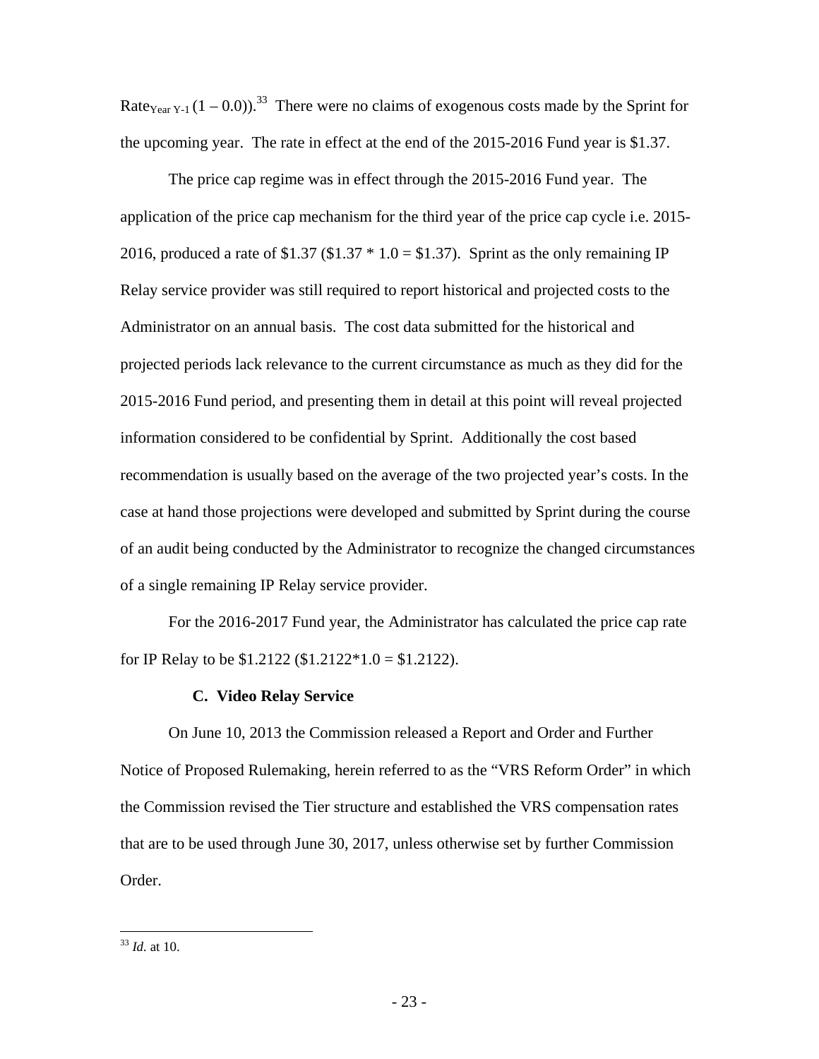$Rate_{Year\ Y-1} (1 - 0.0))$.[33] There were no claims of exogenous costs made by the Sprint for the upcoming year. The rate in effect at the end of the 2015-2016 Fund year is $1.37.

The price cap regime was in effect through the 2015-2016 Fund year. The application of the price cap mechanism for the third year of the price cap cycle i.e. 2015-2016, produced a rate of $1.37 ($1.37 * 1.0 = $1.37). Sprint as the only remaining IP Relay service provider was still required to report historical and projected costs to the Administrator on an annual basis. The cost data submitted for the historical and projected periods lack relevance to the current circumstance as much as they did for the 2015-2016 Fund period, and presenting them in detail at this point will reveal projected information considered to be confidential by Sprint. Additionally the cost based recommendation is usually based on the average of the two projected year's costs. In the case at hand those projections were developed and submitted by Sprint during the course of an audit being conducted by the Administrator to recognize the changed circumstances of a single remaining IP Relay service provider.

For the 2016-2017 Fund year, the Administrator has calculated the price cap rate for IP Relay to be $1.2122 ($1.2122*1.0 = $1.2122).

### C. Video Relay Service

On June 10, 2013 the Commission released a Report and Order and Further Notice of Proposed Rulemaking, herein referred to as the "VRS Reform Order" in which the Commission revised the Tier structure and established the VRS compensation rates that are to be used through June 30, 2017, unless otherwise set by further Commission Order.

---

[33] *Id.* at 10.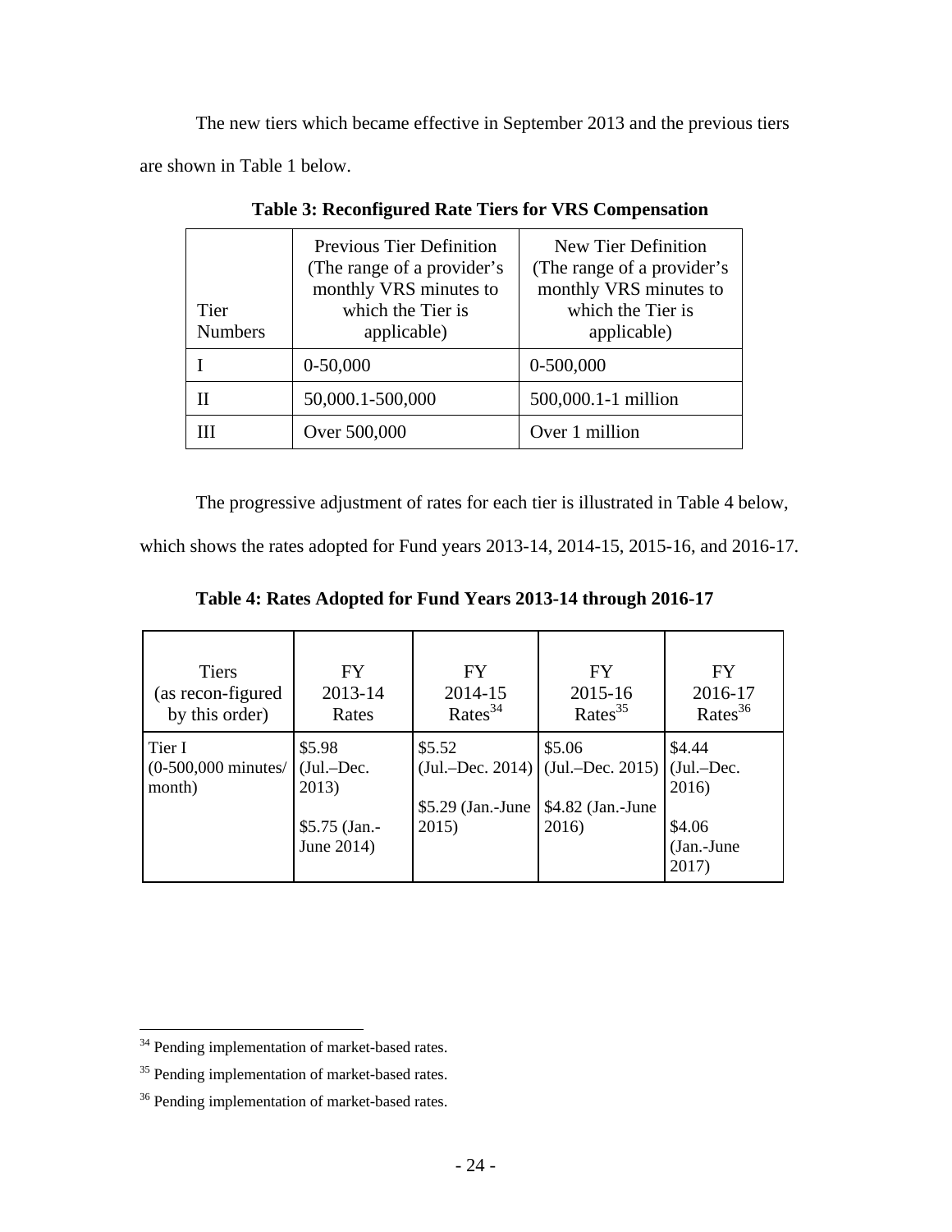The new tiers which became effective in September 2013 and the previous tiers are shown in Table 1 below.

**Table 3: Reconfigured Rate Tiers for VRS Compensation**

| Tier Numbers | Previous Tier Definition (The range of a provider's monthly VRS minutes to which the Tier is applicable) | New Tier Definition (The range of a provider's monthly VRS minutes to which the Tier is applicable) |
|---|---|---|
| I | 0-50,000 | 0-500,000 |
| II | 50,000.1-500,000 | 500,000.1-1 million |
| III | Over 500,000 | Over 1 million |

The progressive adjustment of rates for each tier is illustrated in Table 4 below, which shows the rates adopted for Fund years 2013-14, 2014-15, 2015-16, and 2016-17.

**Table 4: Rates Adopted for Fund Years 2013-14 through 2016-17**

| Tiers (as recon-figured by this order) | FY 2013-14 Rates | FY 2014-15 Rates[34] | FY 2015-16 Rates[35] | FY 2016-17 Rates[36] |
|---|---|---|---|---|
| Tier I (0-500,000 minutes/ month) | \$5.98 (Jul.–Dec. 2013)<br><br>\$5.75 (Jan.-June 2014) | \$5.52 (Jul.–Dec. 2014)<br><br>\$5.29 (Jan.-June 2015) | \$5.06 (Jul.–Dec. 2015)<br><br>\$4.82 (Jan.-June 2016) | \$4.44 (Jul.–Dec. 2016)<br><br>\$4.06 (Jan.-June 2017) |

[34] Pending implementation of market-based rates.

[35] Pending implementation of market-based rates.

[36] Pending implementation of market-based rates.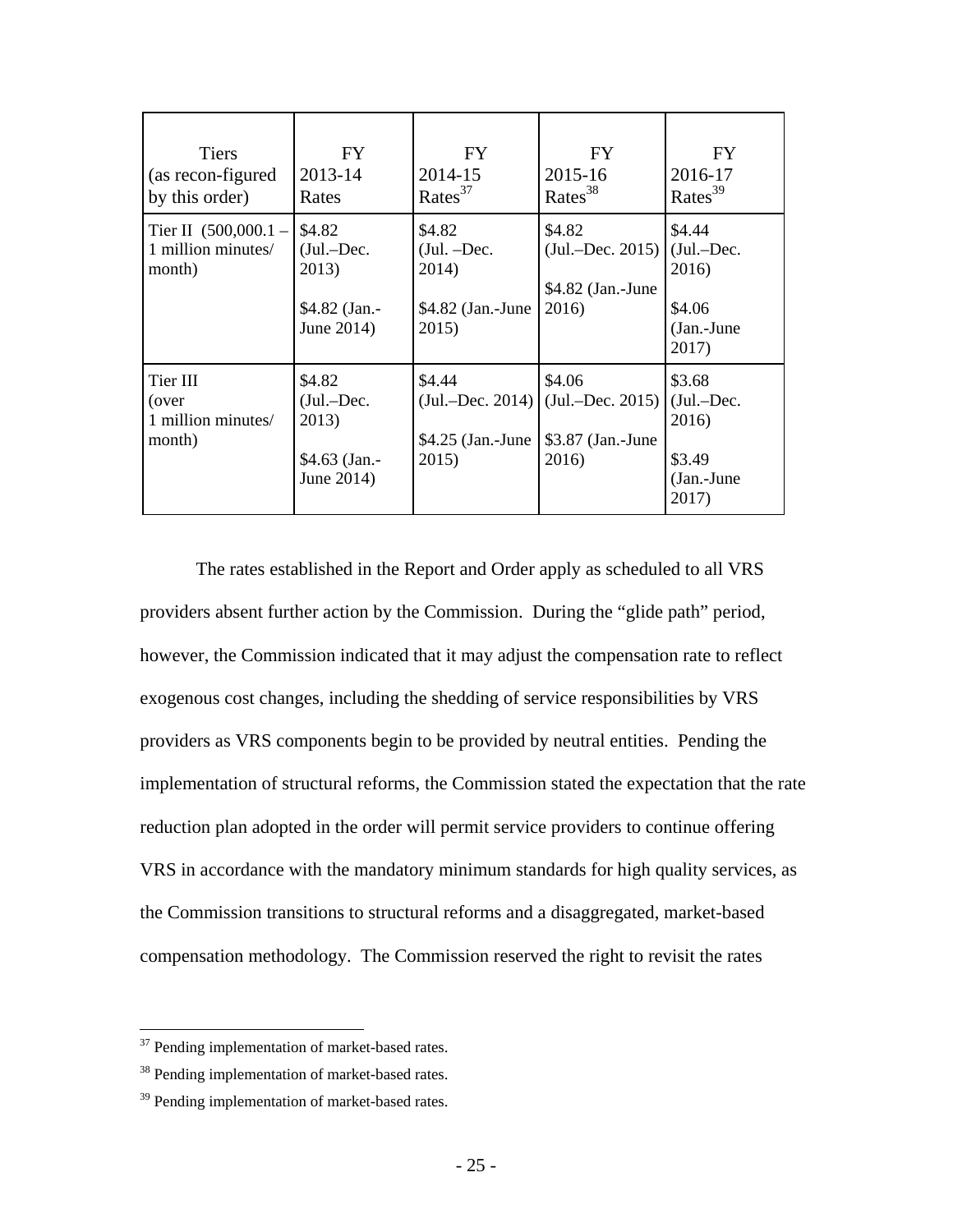| Tiers (as recon-figured by this order) | FY 2013-14 Rates | FY 2014-15 Rates[37] | FY 2015-16 Rates[38] | FY 2016-17 Rates[39] |
|---|---|---|---|---|
| Tier II (500,000.1 – 1 million minutes/ month) | $4.82 (Jul.–Dec. 2013) $4.82 (Jan.- June 2014) | $4.82 (Jul. –Dec. 2014) $4.82 (Jan.-June 2015) | $4.82 (Jul.–Dec. 2015) $4.82 (Jan.-June 2016) | $4.44 (Jul.–Dec. 2016) $4.06 (Jan.-June 2017) |
| Tier III (over 1 million minutes/ month) | $4.82 (Jul.–Dec. 2013) $4.63 (Jan.- June 2014) | $4.44 (Jul.–Dec. 2014) $4.25 (Jan.-June 2015) | $4.06 (Jul.–Dec. 2015) $3.87 (Jan.-June 2016) | $3.68 (Jul.–Dec. 2016) $3.49 (Jan.-June 2017) |

The rates established in the Report and Order apply as scheduled to all VRS providers absent further action by the Commission. During the "glide path" period, however, the Commission indicated that it may adjust the compensation rate to reflect exogenous cost changes, including the shedding of service responsibilities by VRS providers as VRS components begin to be provided by neutral entities. Pending the implementation of structural reforms, the Commission stated the expectation that the rate reduction plan adopted in the order will permit service providers to continue offering VRS in accordance with the mandatory minimum standards for high quality services, as the Commission transitions to structural reforms and a disaggregated, market-based compensation methodology. The Commission reserved the right to revisit the rates

[37] Pending implementation of market-based rates.

[38] Pending implementation of market-based rates.

[39] Pending implementation of market-based rates.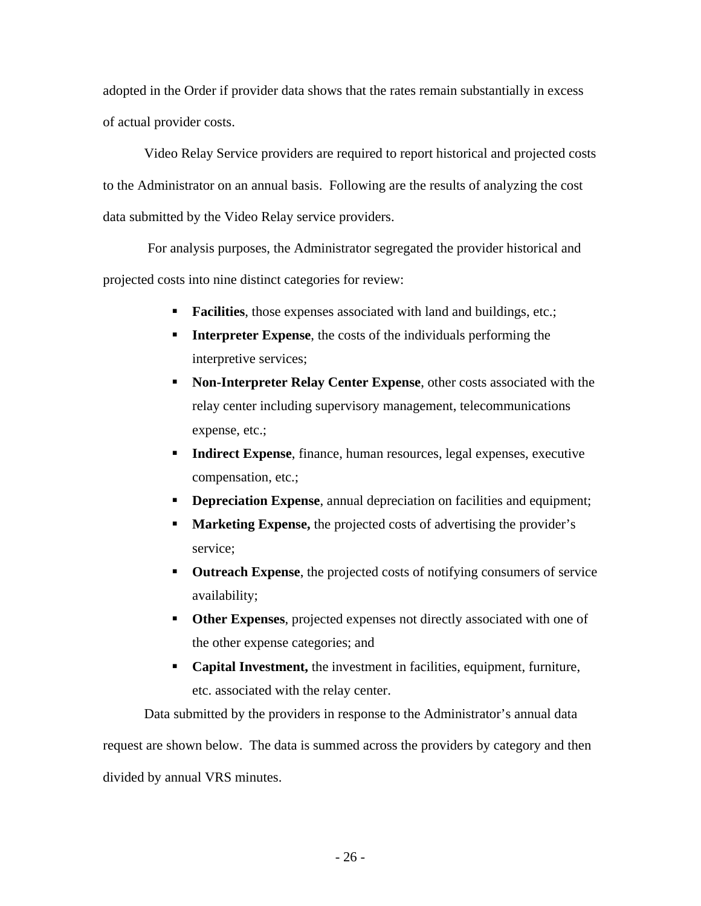adopted in the Order if provider data shows that the rates remain substantially in excess of actual provider costs.

Video Relay Service providers are required to report historical and projected costs to the Administrator on an annual basis. Following are the results of analyzing the cost data submitted by the Video Relay service providers.

For analysis purposes, the Administrator segregated the provider historical and projected costs into nine distinct categories for review:

- **Facilities**, those expenses associated with land and buildings, etc.;
- **Interpreter Expense**, the costs of the individuals performing the interpretive services;
- **Non-Interpreter Relay Center Expense**, other costs associated with the relay center including supervisory management, telecommunications expense, etc.;
- **Indirect Expense**, finance, human resources, legal expenses, executive compensation, etc.;
- **Depreciation Expense**, annual depreciation on facilities and equipment;
- **Marketing Expense,** the projected costs of advertising the provider's service;
- **Outreach Expense**, the projected costs of notifying consumers of service availability;
- **Other Expenses**, projected expenses not directly associated with one of the other expense categories; and
- **Capital Investment,** the investment in facilities, equipment, furniture, etc. associated with the relay center.

Data submitted by the providers in response to the Administrator's annual data request are shown below. The data is summed across the providers by category and then divided by annual VRS minutes.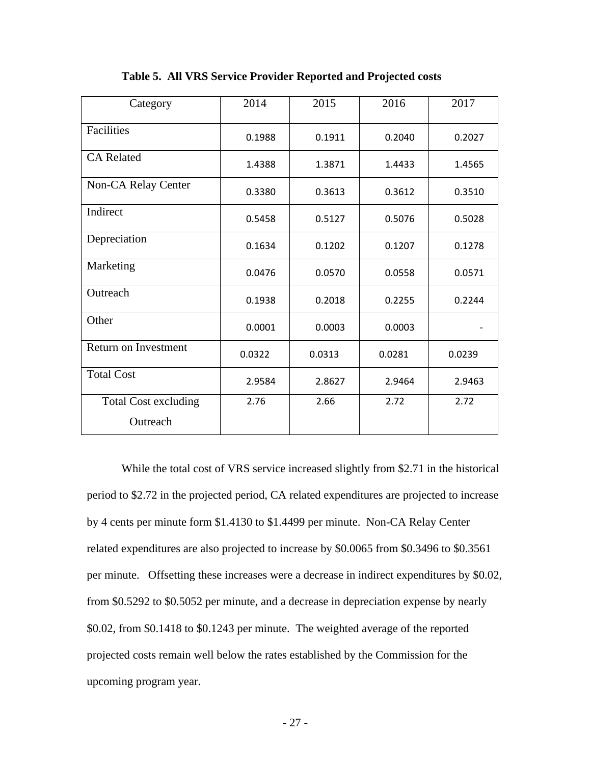**Table 5. All VRS Service Provider Reported and Projected costs**

| Category | 2014 | 2015 | 2016 | 2017 |
|---|---|---|---|---|
| Facilities | 0.1988 | 0.1911 | 0.2040 | 0.2027 |
| CA Related | 1.4388 | 1.3871 | 1.4433 | 1.4565 |
| Non-CA Relay Center | 0.3380 | 0.3613 | 0.3612 | 0.3510 |
| Indirect | 0.5458 | 0.5127 | 0.5076 | 0.5028 |
| Depreciation | 0.1634 | 0.1202 | 0.1207 | 0.1278 |
| Marketing | 0.0476 | 0.0570 | 0.0558 | 0.0571 |
| Outreach | 0.1938 | 0.2018 | 0.2255 | 0.2244 |
| Other | 0.0001 | 0.0003 | 0.0003 | - |
| Return on Investment | 0.0322 | 0.0313 | 0.0281 | 0.0239 |
| Total Cost | 2.9584 | 2.8627 | 2.9464 | 2.9463 |
| Total Cost excluding Outreach | 2.76 | 2.66 | 2.72 | 2.72 |

While the total cost of VRS service increased slightly from $2.71 in the historical period to $2.72 in the projected period, CA related expenditures are projected to increase by 4 cents per minute form $1.4130 to $1.4499 per minute. Non-CA Relay Center related expenditures are also projected to increase by $0.0065 from $0.3496 to $0.3561 per minute. Offsetting these increases were a decrease in indirect expenditures by $0.02, from $0.5292 to $0.5052 per minute, and a decrease in depreciation expense by nearly $0.02, from $0.1418 to $0.1243 per minute. The weighted average of the reported projected costs remain well below the rates established by the Commission for the upcoming program year.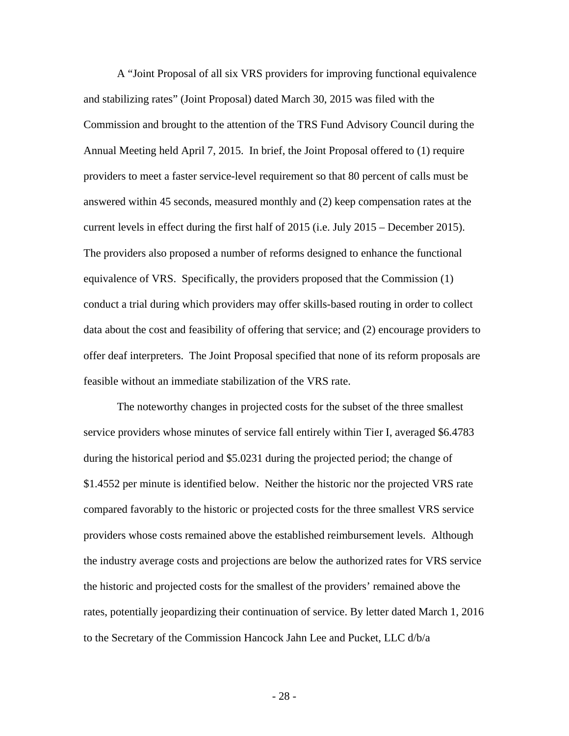A "Joint Proposal of all six VRS providers for improving functional equivalence and stabilizing rates" (Joint Proposal) dated March 30, 2015 was filed with the Commission and brought to the attention of the TRS Fund Advisory Council during the Annual Meeting held April 7, 2015. In brief, the Joint Proposal offered to (1) require providers to meet a faster service-level requirement so that 80 percent of calls must be answered within 45 seconds, measured monthly and (2) keep compensation rates at the current levels in effect during the first half of 2015 (i.e. July 2015 – December 2015). The providers also proposed a number of reforms designed to enhance the functional equivalence of VRS. Specifically, the providers proposed that the Commission (1) conduct a trial during which providers may offer skills-based routing in order to collect data about the cost and feasibility of offering that service; and (2) encourage providers to offer deaf interpreters. The Joint Proposal specified that none of its reform proposals are feasible without an immediate stabilization of the VRS rate.

The noteworthy changes in projected costs for the subset of the three smallest service providers whose minutes of service fall entirely within Tier I, averaged $6.4783 during the historical period and $5.0231 during the projected period; the change of $1.4552 per minute is identified below. Neither the historic nor the projected VRS rate compared favorably to the historic or projected costs for the three smallest VRS service providers whose costs remained above the established reimbursement levels. Although the industry average costs and projections are below the authorized rates for VRS service the historic and projected costs for the smallest of the providers' remained above the rates, potentially jeopardizing their continuation of service. By letter dated March 1, 2016 to the Secretary of the Commission Hancock Jahn Lee and Pucket, LLC d/b/a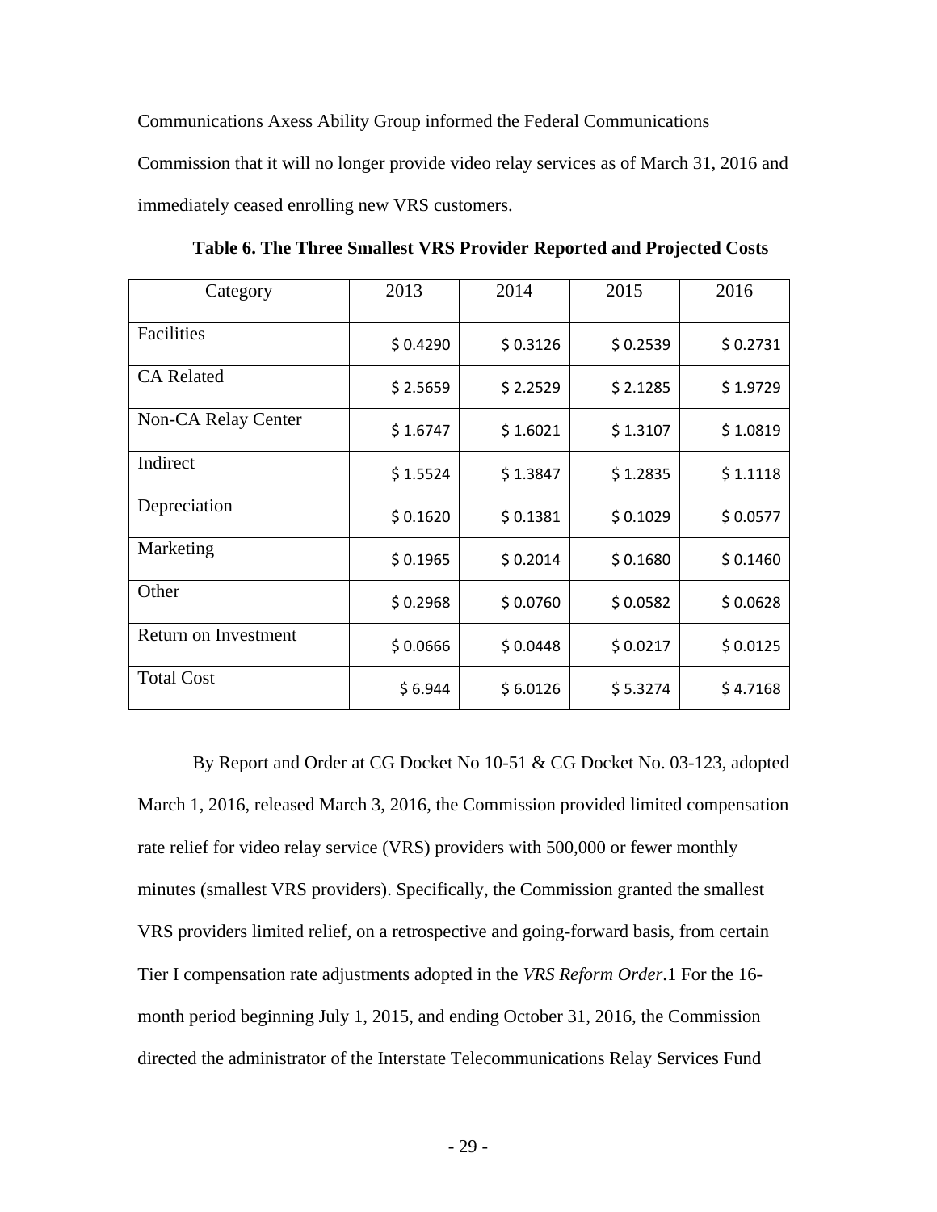Communications Axess Ability Group informed the Federal Communications Commission that it will no longer provide video relay services as of March 31, 2016 and immediately ceased enrolling new VRS customers.

**Table 6. The Three Smallest VRS Provider Reported and Projected Costs**

| Category | 2013 | 2014 | 2015 | 2016 |
|---|---|---|---|---|
| Facilities | $ 0.4290 | $ 0.3126 | $ 0.2539 | $ 0.2731 |
| CA Related | $ 2.5659 | $ 2.2529 | $ 2.1285 | $ 1.9729 |
| Non-CA Relay Center | $ 1.6747 | $ 1.6021 | $ 1.3107 | $ 1.0819 |
| Indirect | $ 1.5524 | $ 1.3847 | $ 1.2835 | $ 1.1118 |
| Depreciation | $ 0.1620 | $ 0.1381 | $ 0.1029 | $ 0.0577 |
| Marketing | $ 0.1965 | $ 0.2014 | $ 0.1680 | $ 0.1460 |
| Other | $ 0.2968 | $ 0.0760 | $ 0.0582 | $ 0.0628 |
| Return on Investment | $ 0.0666 | $ 0.0448 | $ 0.0217 | $ 0.0125 |
| Total Cost | $ 6.944 | $ 6.0126 | $ 5.3274 | $ 4.7168 |

By Report and Order at CG Docket No 10-51 & CG Docket No. 03-123, adopted March 1, 2016, released March 3, 2016, the Commission provided limited compensation rate relief for video relay service (VRS) providers with 500,000 or fewer monthly minutes (smallest VRS providers). Specifically, the Commission granted the smallest VRS providers limited relief, on a retrospective and going-forward basis, from certain Tier I compensation rate adjustments adopted in the *VRS Reform Order*.1 For the 16-month period beginning July 1, 2015, and ending October 31, 2016, the Commission directed the administrator of the Interstate Telecommunications Relay Services Fund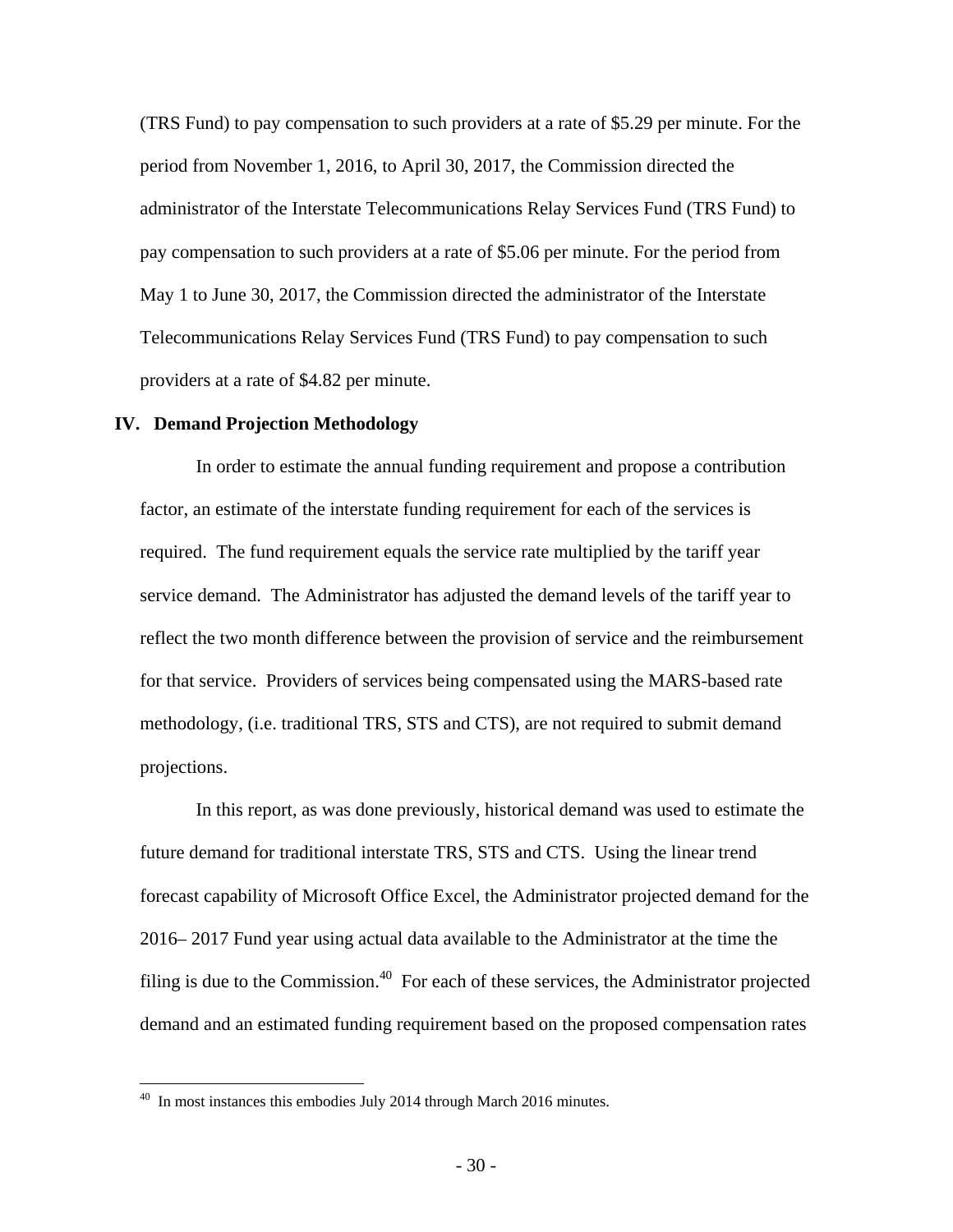(TRS Fund) to pay compensation to such providers at a rate of $5.29 per minute. For the period from November 1, 2016, to April 30, 2017, the Commission directed the administrator of the Interstate Telecommunications Relay Services Fund (TRS Fund) to pay compensation to such providers at a rate of $5.06 per minute. For the period from May 1 to June 30, 2017, the Commission directed the administrator of the Interstate Telecommunications Relay Services Fund (TRS Fund) to pay compensation to such providers at a rate of $4.82 per minute.

## IV. Demand Projection Methodology

In order to estimate the annual funding requirement and propose a contribution factor, an estimate of the interstate funding requirement for each of the services is required. The fund requirement equals the service rate multiplied by the tariff year service demand. The Administrator has adjusted the demand levels of the tariff year to reflect the two month difference between the provision of service and the reimbursement for that service. Providers of services being compensated using the MARS-based rate methodology, (i.e. traditional TRS, STS and CTS), are not required to submit demand projections.

In this report, as was done previously, historical demand was used to estimate the future demand for traditional interstate TRS, STS and CTS. Using the linear trend forecast capability of Microsoft Office Excel, the Administrator projected demand for the 2016– 2017 Fund year using actual data available to the Administrator at the time the filing is due to the Commission.[40] For each of these services, the Administrator projected demand and an estimated funding requirement based on the proposed compensation rates

---

[40] In most instances this embodies July 2014 through March 2016 minutes.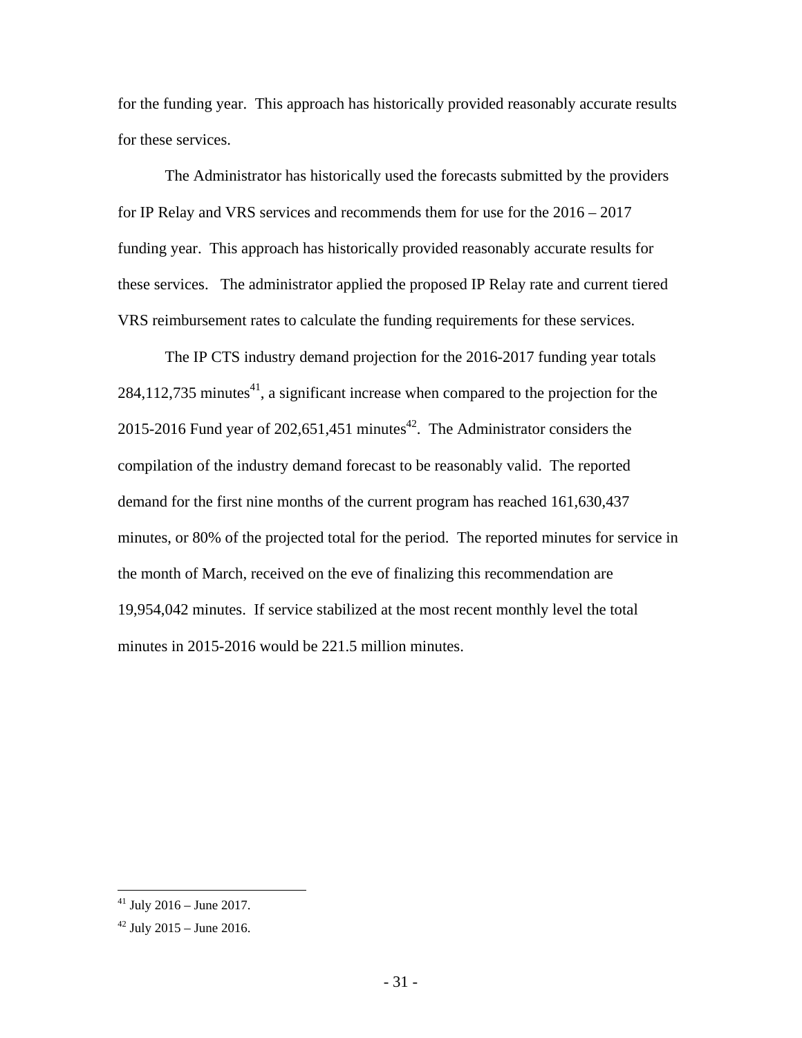for the funding year. This approach has historically provided reasonably accurate results for these services.

The Administrator has historically used the forecasts submitted by the providers for IP Relay and VRS services and recommends them for use for the 2016 – 2017 funding year. This approach has historically provided reasonably accurate results for these services. The administrator applied the proposed IP Relay rate and current tiered VRS reimbursement rates to calculate the funding requirements for these services.

The IP CTS industry demand projection for the 2016-2017 funding year totals 284,112,735 minutes[41], a significant increase when compared to the projection for the 2015-2016 Fund year of 202,651,451 minutes[42]. The Administrator considers the compilation of the industry demand forecast to be reasonably valid. The reported demand for the first nine months of the current program has reached 161,630,437 minutes, or 80% of the projected total for the period. The reported minutes for service in the month of March, received on the eve of finalizing this recommendation are 19,954,042 minutes. If service stabilized at the most recent monthly level the total minutes in 2015-2016 would be 221.5 million minutes.

---

[41] July 2016 – June 2017.

[42] July 2015 – June 2016.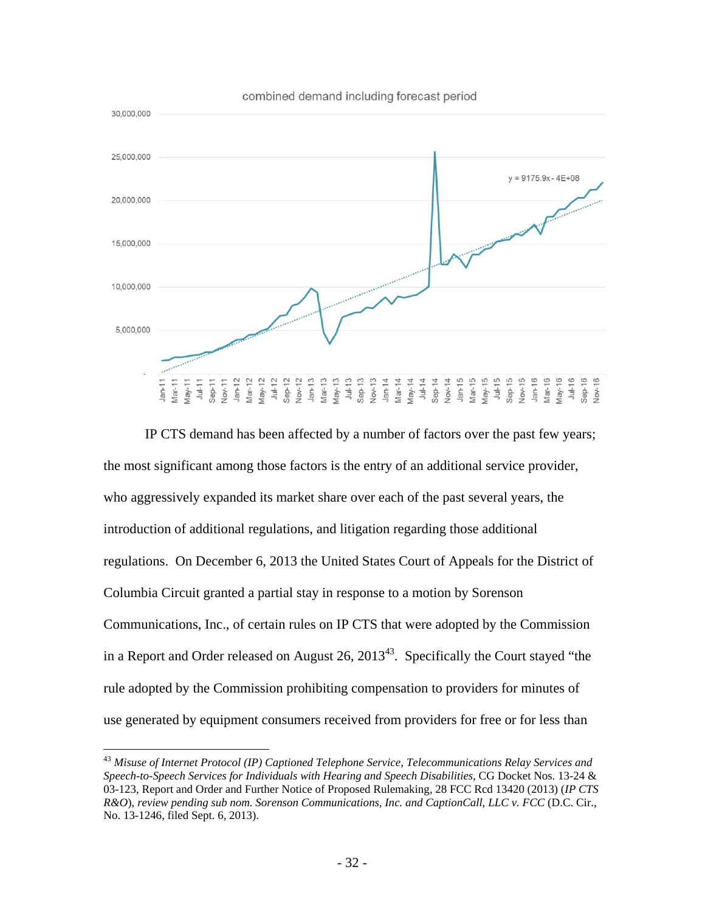combined demand including forecast period

IP CTS demand has been affected by a number of factors over the past few years; the most significant among those factors is the entry of an additional service provider, who aggressively expanded its market share over each of the past several years, the introduction of additional regulations, and litigation regarding those additional regulations. On December 6, 2013 the United States Court of Appeals for the District of Columbia Circuit granted a partial stay in response to a motion by Sorenson Communications, Inc., of certain rules on IP CTS that were adopted by the Commission in a Report and Order released on August 26, 2013[43]. Specifically the Court stayed "the rule adopted by the Commission prohibiting compensation to providers for minutes of use generated by equipment consumers received from providers for free or for less than

[43] *Misuse of Internet Protocol (IP) Captioned Telephone Service, Telecommunications Relay Services and Speech-to-Speech Services for Individuals with Hearing and Speech Disabilities*, CG Docket Nos. 13-24 & 03-123, Report and Order and Further Notice of Proposed Rulemaking, 28 FCC Rcd 13420 (2013) (*IP CTS R&O*), *review pending sub nom. Sorenson Communications, Inc. and CaptionCall, LLC v. FCC* (D.C. Cir., No. 13-1246, filed Sept. 6, 2013).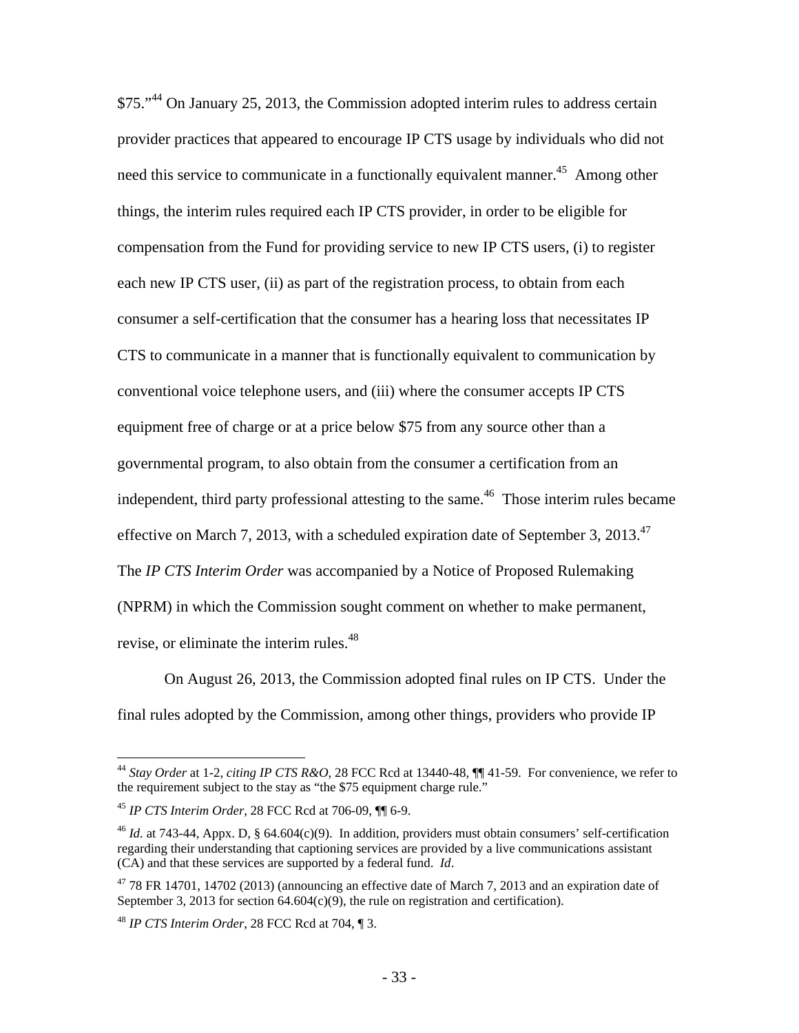$75."[44] On January 25, 2013, the Commission adopted interim rules to address certain provider practices that appeared to encourage IP CTS usage by individuals who did not need this service to communicate in a functionally equivalent manner.[45] Among other things, the interim rules required each IP CTS provider, in order to be eligible for compensation from the Fund for providing service to new IP CTS users, (i) to register each new IP CTS user, (ii) as part of the registration process, to obtain from each consumer a self-certification that the consumer has a hearing loss that necessitates IP CTS to communicate in a manner that is functionally equivalent to communication by conventional voice telephone users, and (iii) where the consumer accepts IP CTS equipment free of charge or at a price below $75 from any source other than a governmental program, to also obtain from the consumer a certification from an independent, third party professional attesting to the same.[46] Those interim rules became effective on March 7, 2013, with a scheduled expiration date of September 3, 2013.[47] The *IP CTS Interim Order* was accompanied by a Notice of Proposed Rulemaking (NPRM) in which the Commission sought comment on whether to make permanent, revise, or eliminate the interim rules.[48]

On August 26, 2013, the Commission adopted final rules on IP CTS. Under the final rules adopted by the Commission, among other things, providers who provide IP

---

[44] *Stay Order* at 1-2, *citing IP CTS R&O*, 28 FCC Rcd at 13440-48, ¶¶ 41-59. For convenience, we refer to the requirement subject to the stay as "the $75 equipment charge rule."

[45] *IP CTS Interim Order*, 28 FCC Rcd at 706-09, ¶¶ 6-9.

[46] *Id*. at 743-44, Appx. D, § 64.604(c)(9). In addition, providers must obtain consumers' self-certification regarding their understanding that captioning services are provided by a live communications assistant (CA) and that these services are supported by a federal fund. *Id*.

[47] 78 FR 14701, 14702 (2013) (announcing an effective date of March 7, 2013 and an expiration date of September 3, 2013 for section 64.604(c)(9), the rule on registration and certification).

[48] *IP CTS Interim Order*, 28 FCC Rcd at 704, ¶ 3.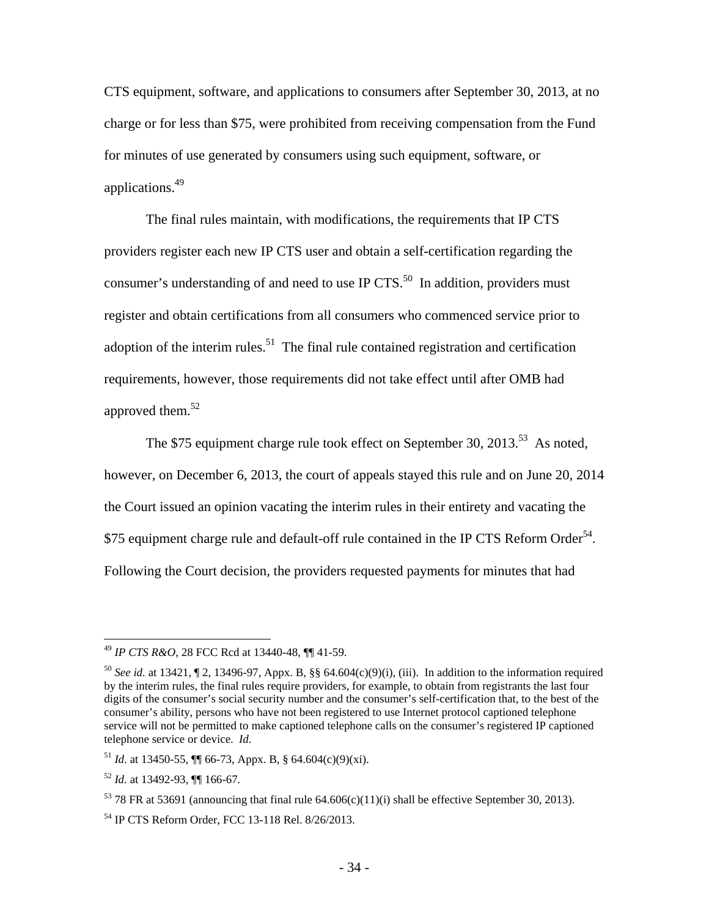CTS equipment, software, and applications to consumers after September 30, 2013, at no charge or for less than $75, were prohibited from receiving compensation from the Fund for minutes of use generated by consumers using such equipment, software, or applications.[49]

The final rules maintain, with modifications, the requirements that IP CTS providers register each new IP CTS user and obtain a self-certification regarding the consumer's understanding of and need to use IP CTS.[50] In addition, providers must register and obtain certifications from all consumers who commenced service prior to adoption of the interim rules.[51] The final rule contained registration and certification requirements, however, those requirements did not take effect until after OMB had approved them.[52]

The $75 equipment charge rule took effect on September 30, 2013.[53] As noted, however, on December 6, 2013, the court of appeals stayed this rule and on June 20, 2014 the Court issued an opinion vacating the interim rules in their entirety and vacating the $75 equipment charge rule and default-off rule contained in the IP CTS Reform Order[54]. Following the Court decision, the providers requested payments for minutes that had

---

[49] *IP CTS R&O*, 28 FCC Rcd at 13440-48, ¶¶ 41-59.

[50] *See id.* at 13421, ¶ 2, 13496-97, Appx. B, §§ 64.604(c)(9)(i), (iii). In addition to the information required by the interim rules, the final rules require providers, for example, to obtain from registrants the last four digits of the consumer's social security number and the consumer's self-certification that, to the best of the consumer's ability, persons who have not been registered to use Internet protocol captioned telephone service will not be permitted to make captioned telephone calls on the consumer's registered IP captioned telephone service or device. *Id.*

[51] *Id.* at 13450-55, ¶¶ 66-73, Appx. B, § 64.604(c)(9)(xi).

[52] *Id.* at 13492-93, ¶¶ 166-67.

[53] 78 FR at 53691 (announcing that final rule 64.606(c)(11)(i) shall be effective September 30, 2013).

[54] IP CTS Reform Order, FCC 13-118 Rel. 8/26/2013.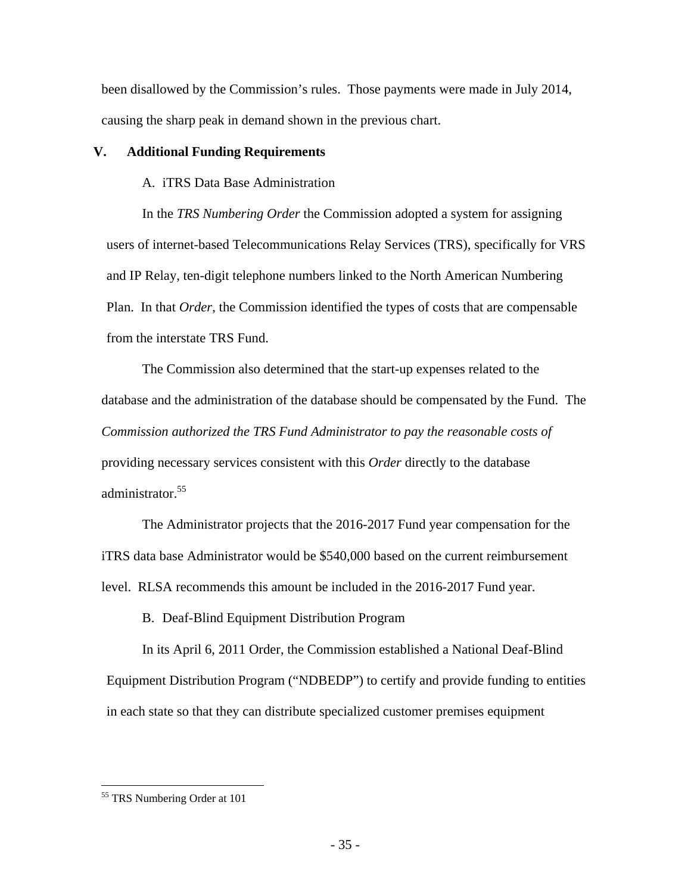been disallowed by the Commission's rules. Those payments were made in July 2014, causing the sharp peak in demand shown in the previous chart.

## V. Additional Funding Requirements

### A. iTRS Data Base Administration

In the *TRS Numbering Order* the Commission adopted a system for assigning users of internet-based Telecommunications Relay Services (TRS), specifically for VRS and IP Relay, ten-digit telephone numbers linked to the North American Numbering Plan. In that *Order*, the Commission identified the types of costs that are compensable from the interstate TRS Fund.

The Commission also determined that the start-up expenses related to the database and the administration of the database should be compensated by the Fund. The *Commission authorized the TRS Fund Administrator to pay the reasonable costs of* providing necessary services consistent with this *Order* directly to the database administrator.[55]

The Administrator projects that the 2016-2017 Fund year compensation for the iTRS data base Administrator would be $540,000 based on the current reimbursement level. RLSA recommends this amount be included in the 2016-2017 Fund year.

### B. Deaf-Blind Equipment Distribution Program

In its April 6, 2011 Order, the Commission established a National Deaf-Blind Equipment Distribution Program ("NDBEDP") to certify and provide funding to entities in each state so that they can distribute specialized customer premises equipment

---

[55] TRS Numbering Order at 101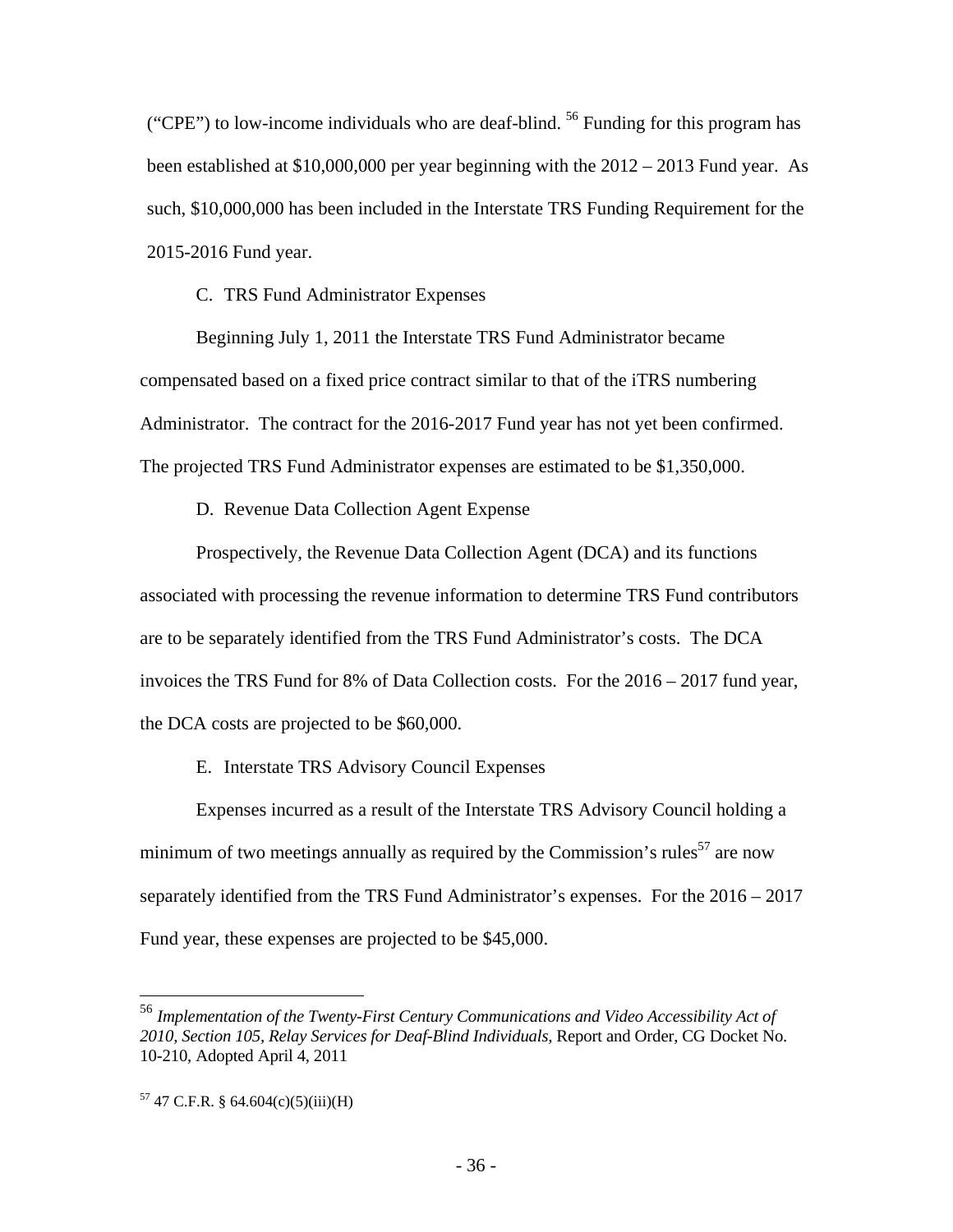("CPE") to low-income individuals who are deaf-blind. [56] Funding for this program has been established at $10,000,000 per year beginning with the 2012 – 2013 Fund year. As such, $10,000,000 has been included in the Interstate TRS Funding Requirement for the 2015-2016 Fund year.

### C. TRS Fund Administrator Expenses

Beginning July 1, 2011 the Interstate TRS Fund Administrator became compensated based on a fixed price contract similar to that of the iTRS numbering Administrator. The contract for the 2016-2017 Fund year has not yet been confirmed. The projected TRS Fund Administrator expenses are estimated to be $1,350,000.

### D. Revenue Data Collection Agent Expense

Prospectively, the Revenue Data Collection Agent (DCA) and its functions associated with processing the revenue information to determine TRS Fund contributors are to be separately identified from the TRS Fund Administrator's costs. The DCA invoices the TRS Fund for 8% of Data Collection costs. For the 2016 – 2017 fund year, the DCA costs are projected to be $60,000.

### E. Interstate TRS Advisory Council Expenses

Expenses incurred as a result of the Interstate TRS Advisory Council holding a minimum of two meetings annually as required by the Commission's rules[57] are now separately identified from the TRS Fund Administrator's expenses. For the 2016 – 2017 Fund year, these expenses are projected to be $45,000.

---

[56] *Implementation of the Twenty-First Century Communications and Video Accessibility Act of 2010, Section 105, Relay Services for Deaf-Blind Individuals*, Report and Order, CG Docket No. 10-210, Adopted April 4, 2011

[57] 47 C.F.R. § 64.604(c)(5)(iii)(H)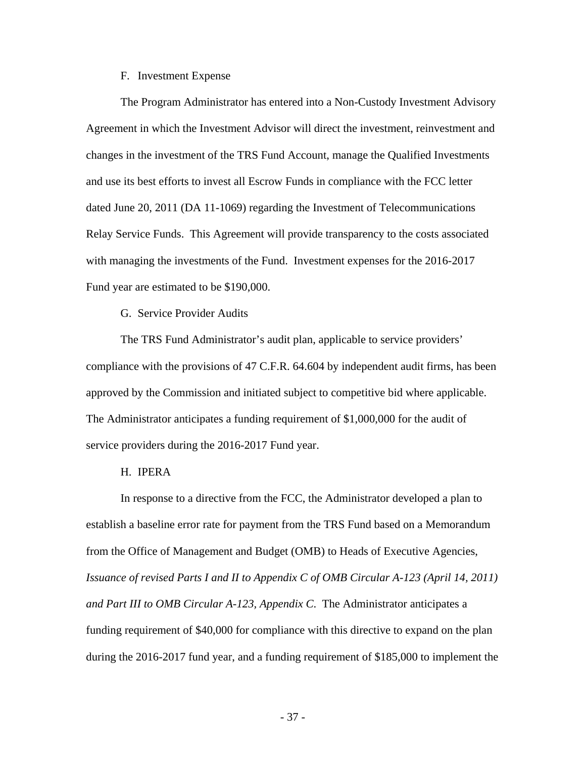### F. Investment Expense

The Program Administrator has entered into a Non-Custody Investment Advisory Agreement in which the Investment Advisor will direct the investment, reinvestment and changes in the investment of the TRS Fund Account, manage the Qualified Investments and use its best efforts to invest all Escrow Funds in compliance with the FCC letter dated June 20, 2011 (DA 11-1069) regarding the Investment of Telecommunications Relay Service Funds. This Agreement will provide transparency to the costs associated with managing the investments of the Fund. Investment expenses for the 2016-2017 Fund year are estimated to be $190,000.

### G. Service Provider Audits

The TRS Fund Administrator's audit plan, applicable to service providers' compliance with the provisions of 47 C.F.R. 64.604 by independent audit firms, has been approved by the Commission and initiated subject to competitive bid where applicable. The Administrator anticipates a funding requirement of $1,000,000 for the audit of service providers during the 2016-2017 Fund year.

### H. IPERA

In response to a directive from the FCC, the Administrator developed a plan to establish a baseline error rate for payment from the TRS Fund based on a Memorandum from the Office of Management and Budget (OMB) to Heads of Executive Agencies, *Issuance of revised Parts I and II to Appendix C of OMB Circular A-123 (April 14, 2011) and Part III to OMB Circular A-123, Appendix C.* The Administrator anticipates a funding requirement of $40,000 for compliance with this directive to expand on the plan during the 2016-2017 fund year, and a funding requirement of $185,000 to implement the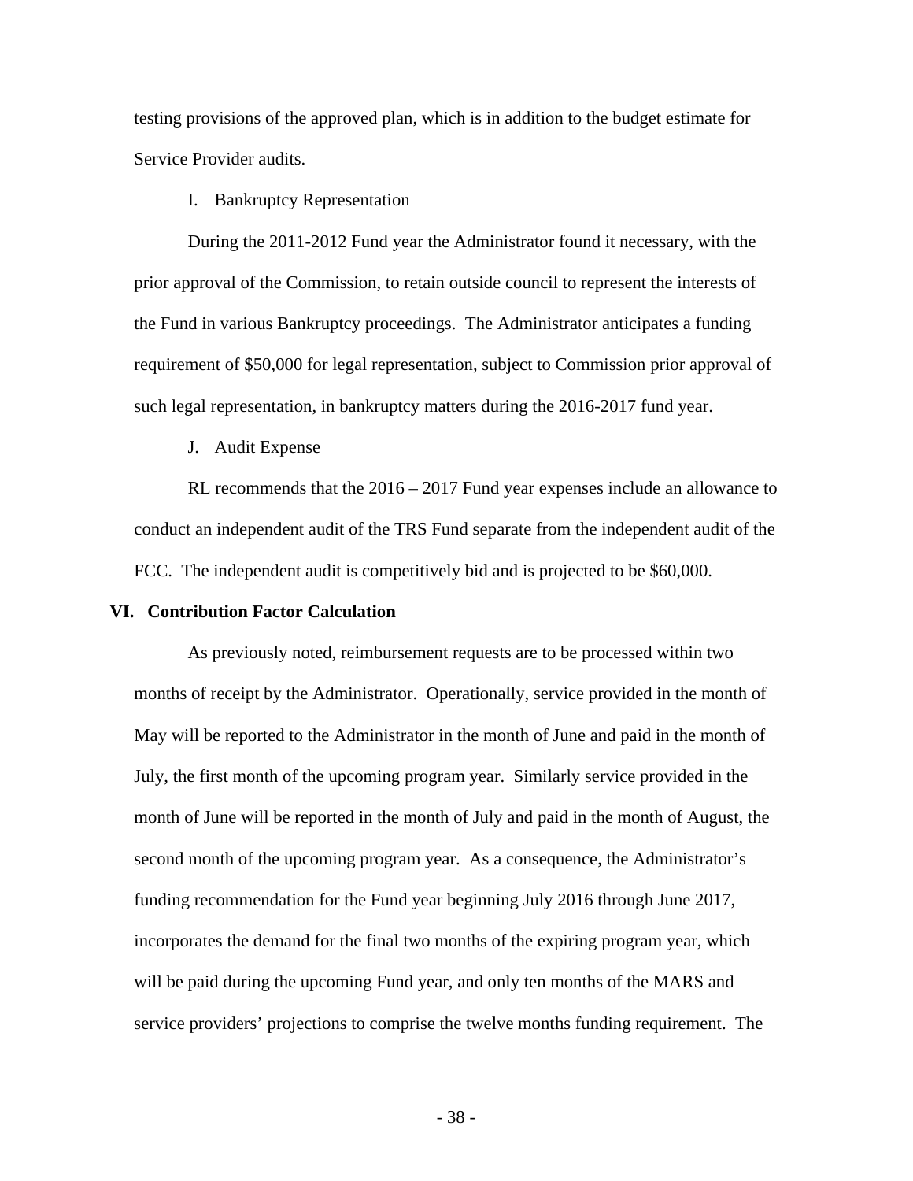testing provisions of the approved plan, which is in addition to the budget estimate for Service Provider audits.

I. Bankruptcy Representation

During the 2011-2012 Fund year the Administrator found it necessary, with the prior approval of the Commission, to retain outside council to represent the interests of the Fund in various Bankruptcy proceedings. The Administrator anticipates a funding requirement of $50,000 for legal representation, subject to Commission prior approval of such legal representation, in bankruptcy matters during the 2016-2017 fund year.

J. Audit Expense

RL recommends that the 2016 – 2017 Fund year expenses include an allowance to conduct an independent audit of the TRS Fund separate from the independent audit of the FCC. The independent audit is competitively bid and is projected to be $60,000.

## VI. Contribution Factor Calculation

As previously noted, reimbursement requests are to be processed within two months of receipt by the Administrator. Operationally, service provided in the month of May will be reported to the Administrator in the month of June and paid in the month of July, the first month of the upcoming program year. Similarly service provided in the month of June will be reported in the month of July and paid in the month of August, the second month of the upcoming program year. As a consequence, the Administrator's funding recommendation for the Fund year beginning July 2016 through June 2017, incorporates the demand for the final two months of the expiring program year, which will be paid during the upcoming Fund year, and only ten months of the MARS and service providers' projections to comprise the twelve months funding requirement. The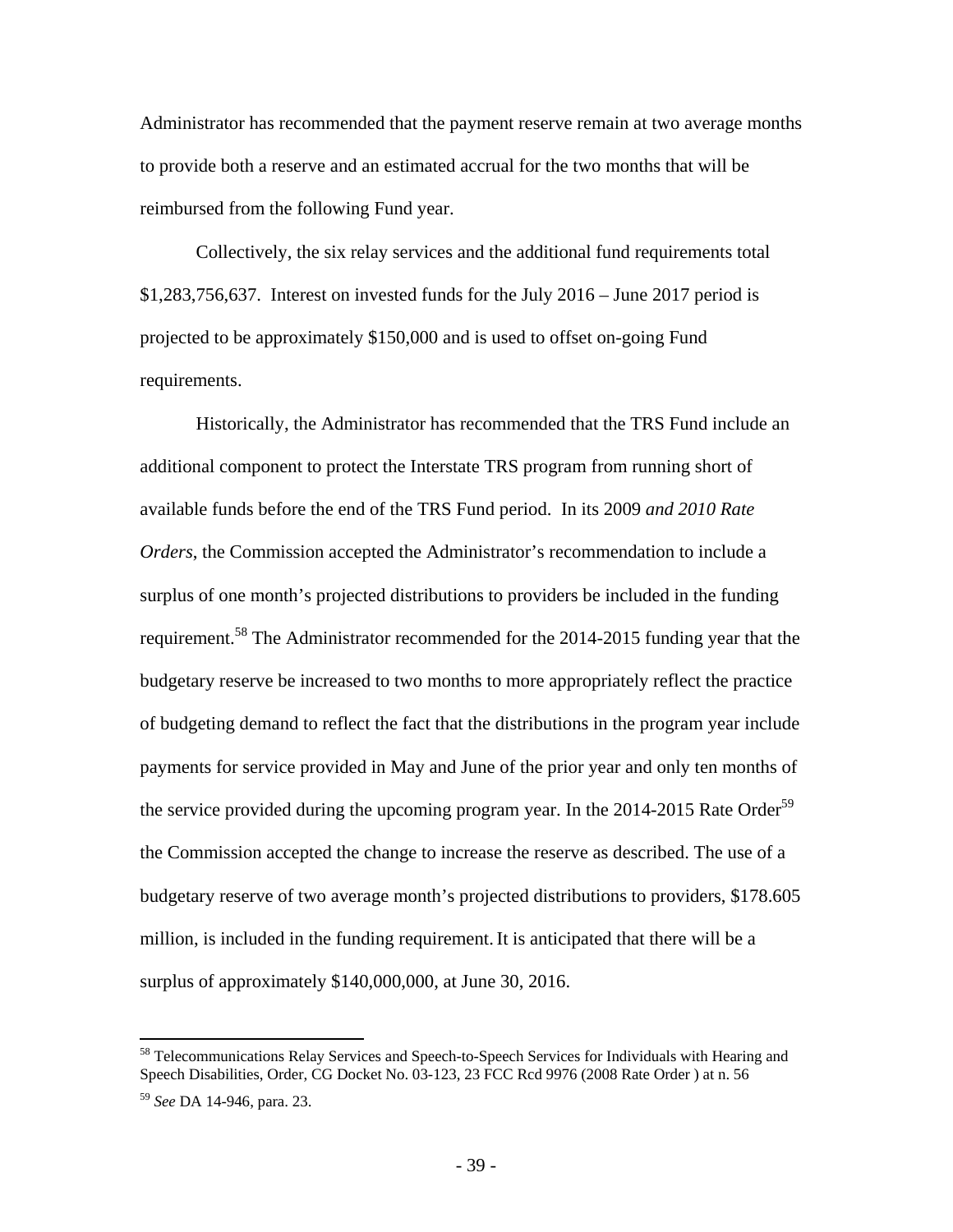Administrator has recommended that the payment reserve remain at two average months to provide both a reserve and an estimated accrual for the two months that will be reimbursed from the following Fund year.

Collectively, the six relay services and the additional fund requirements total $1,283,756,637. Interest on invested funds for the July 2016 – June 2017 period is projected to be approximately $150,000 and is used to offset on-going Fund requirements.

Historically, the Administrator has recommended that the TRS Fund include an additional component to protect the Interstate TRS program from running short of available funds before the end of the TRS Fund period. In its 2009 *and 2010 Rate Orders*, the Commission accepted the Administrator's recommendation to include a surplus of one month's projected distributions to providers be included in the funding requirement.[58] The Administrator recommended for the 2014-2015 funding year that the budgetary reserve be increased to two months to more appropriately reflect the practice of budgeting demand to reflect the fact that the distributions in the program year include payments for service provided in May and June of the prior year and only ten months of the service provided during the upcoming program year. In the 2014-2015 Rate Order[59] the Commission accepted the change to increase the reserve as described. The use of a budgetary reserve of two average month's projected distributions to providers, $178.605 million, is included in the funding requirement. It is anticipated that there will be a surplus of approximately $140,000,000, at June 30, 2016.

---

[58] Telecommunications Relay Services and Speech-to-Speech Services for Individuals with Hearing and Speech Disabilities, Order, CG Docket No. 03-123, 23 FCC Rcd 9976 (2008 Rate Order ) at n. 56

[59] *See* DA 14-946, para. 23.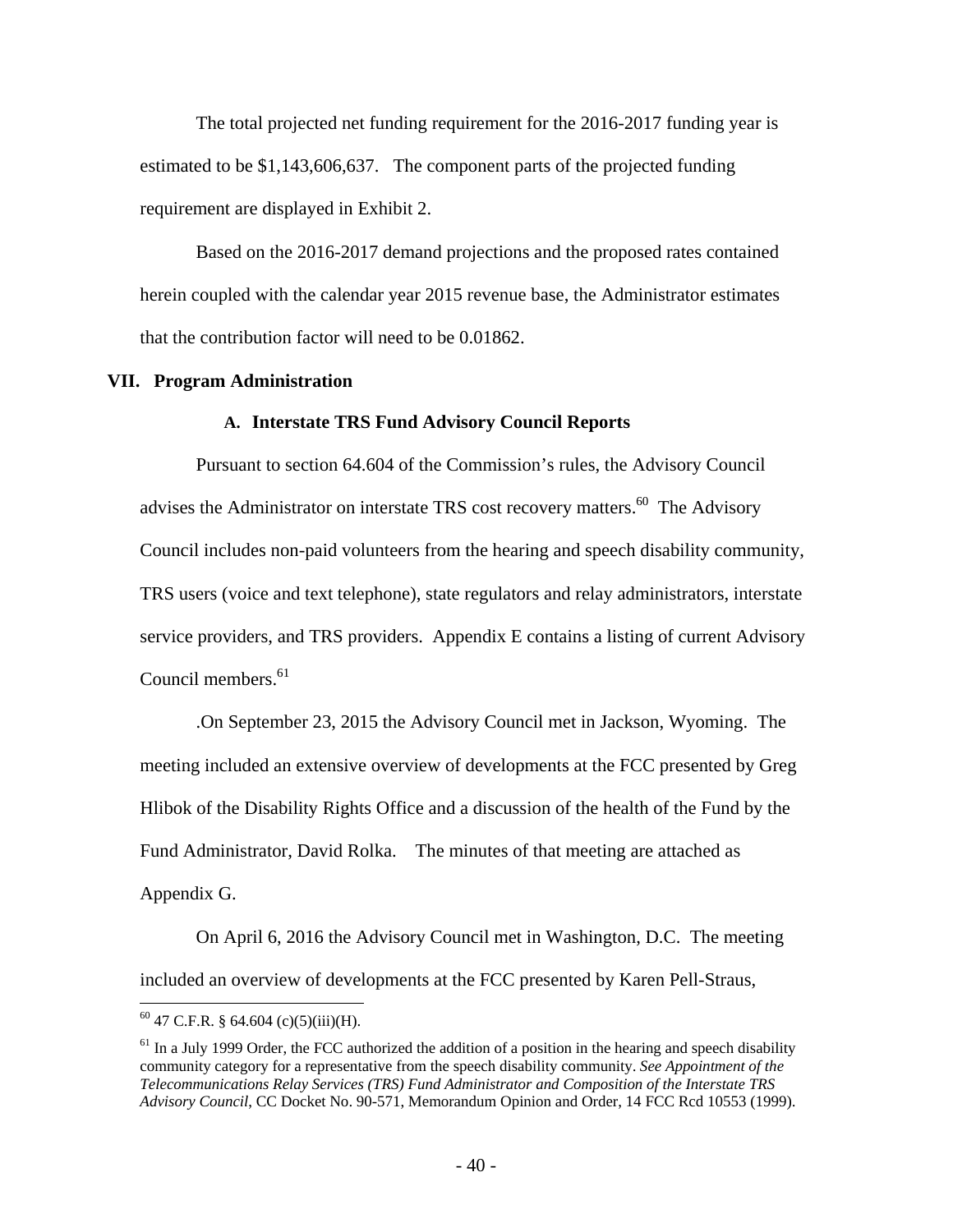The total projected net funding requirement for the 2016-2017 funding year is estimated to be $1,143,606,637. The component parts of the projected funding requirement are displayed in Exhibit 2.

Based on the 2016-2017 demand projections and the proposed rates contained herein coupled with the calendar year 2015 revenue base, the Administrator estimates that the contribution factor will need to be 0.01862.

## VII. Program Administration

### A. Interstate TRS Fund Advisory Council Reports

Pursuant to section 64.604 of the Commission's rules, the Advisory Council advises the Administrator on interstate TRS cost recovery matters.[60] The Advisory Council includes non-paid volunteers from the hearing and speech disability community, TRS users (voice and text telephone), state regulators and relay administrators, interstate service providers, and TRS providers. Appendix E contains a listing of current Advisory Council members.[61]

.On September 23, 2015 the Advisory Council met in Jackson, Wyoming. The meeting included an extensive overview of developments at the FCC presented by Greg Hlibok of the Disability Rights Office and a discussion of the health of the Fund by the Fund Administrator, David Rolka. The minutes of that meeting are attached as Appendix G.

On April 6, 2016 the Advisory Council met in Washington, D.C. The meeting included an overview of developments at the FCC presented by Karen Pell-Straus,

---

[60] 47 C.F.R. § 64.604 (c)(5)(iii)(H).

[61] In a July 1999 Order, the FCC authorized the addition of a position in the hearing and speech disability community category for a representative from the speech disability community. *See Appointment of the Telecommunications Relay Services (TRS) Fund Administrator and Composition of the Interstate TRS Advisory Council*, CC Docket No. 90-571, Memorandum Opinion and Order, 14 FCC Rcd 10553 (1999).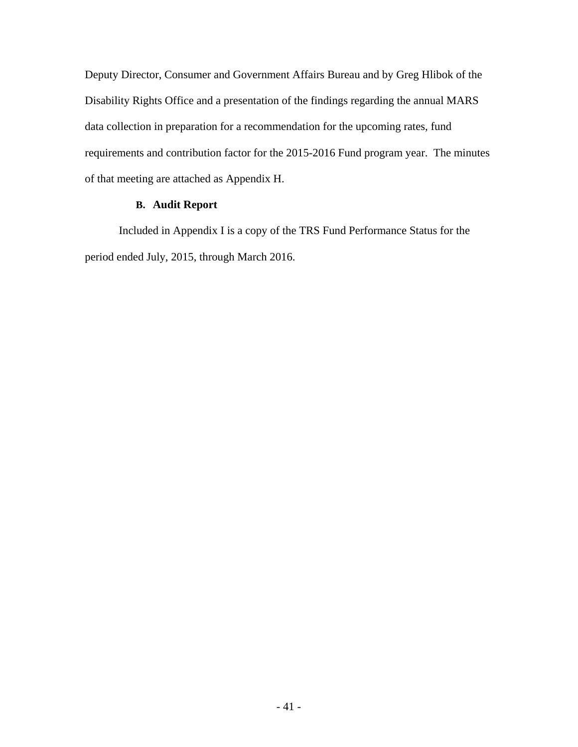Deputy Director, Consumer and Government Affairs Bureau and by Greg Hlibok of the Disability Rights Office and a presentation of the findings regarding the annual MARS data collection in preparation for a recommendation for the upcoming rates, fund requirements and contribution factor for the 2015-2016 Fund program year. The minutes of that meeting are attached as Appendix H.

### B. Audit Report

Included in Appendix I is a copy of the TRS Fund Performance Status for the period ended July, 2015, through March 2016.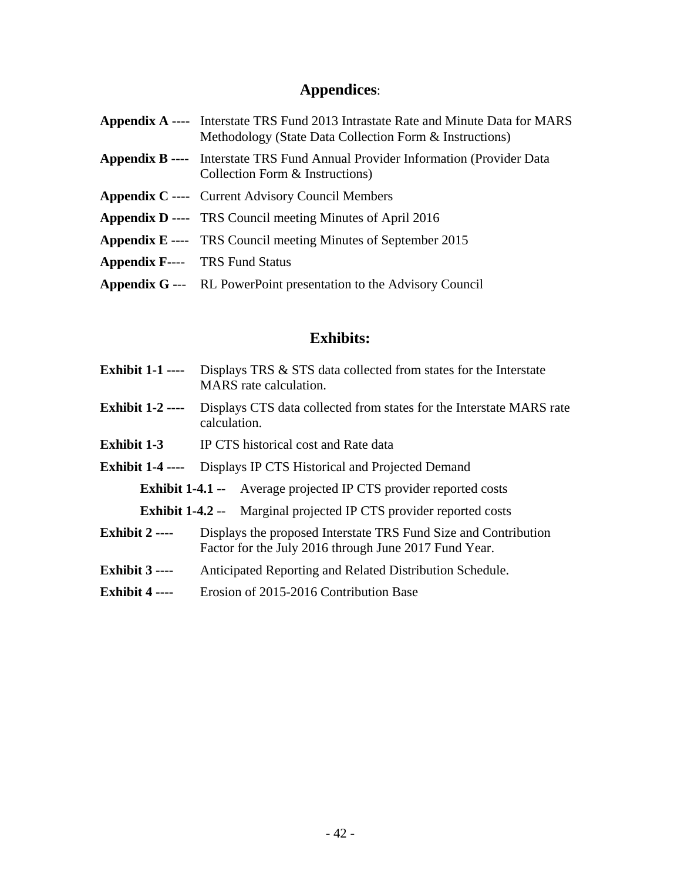## **Appendices**:

**Appendix A ----** Interstate TRS Fund 2013 Intrastate Rate and Minute Data for MARS Methodology (State Data Collection Form & Instructions)

**Appendix B ----** Interstate TRS Fund Annual Provider Information (Provider Data Collection Form & Instructions)

**Appendix C ----** Current Advisory Council Members

**Appendix D ----** TRS Council meeting Minutes of April 2016

**Appendix E ----** TRS Council meeting Minutes of September 2015

**Appendix F----** TRS Fund Status

**Appendix G ---** RL PowerPoint presentation to the Advisory Council

## **Exhibits:**

**Exhibit 1-1 ----** Displays TRS & STS data collected from states for the Interstate MARS rate calculation.

**Exhibit 1-2 ----** Displays CTS data collected from states for the Interstate MARS rate calculation.

**Exhibit 1-3** IP CTS historical cost and Rate data

**Exhibit 1-4 ----** Displays IP CTS Historical and Projected Demand

- **Exhibit 1-4.1** -- Average projected IP CTS provider reported costs
- **Exhibit 1-4.2** -- Marginal projected IP CTS provider reported costs

**Exhibit 2 ----** Displays the proposed Interstate TRS Fund Size and Contribution Factor for the July 2016 through June 2017 Fund Year.

**Exhibit 3 ----** Anticipated Reporting and Related Distribution Schedule.

**Exhibit 4 ----** Erosion of 2015-2016 Contribution Base